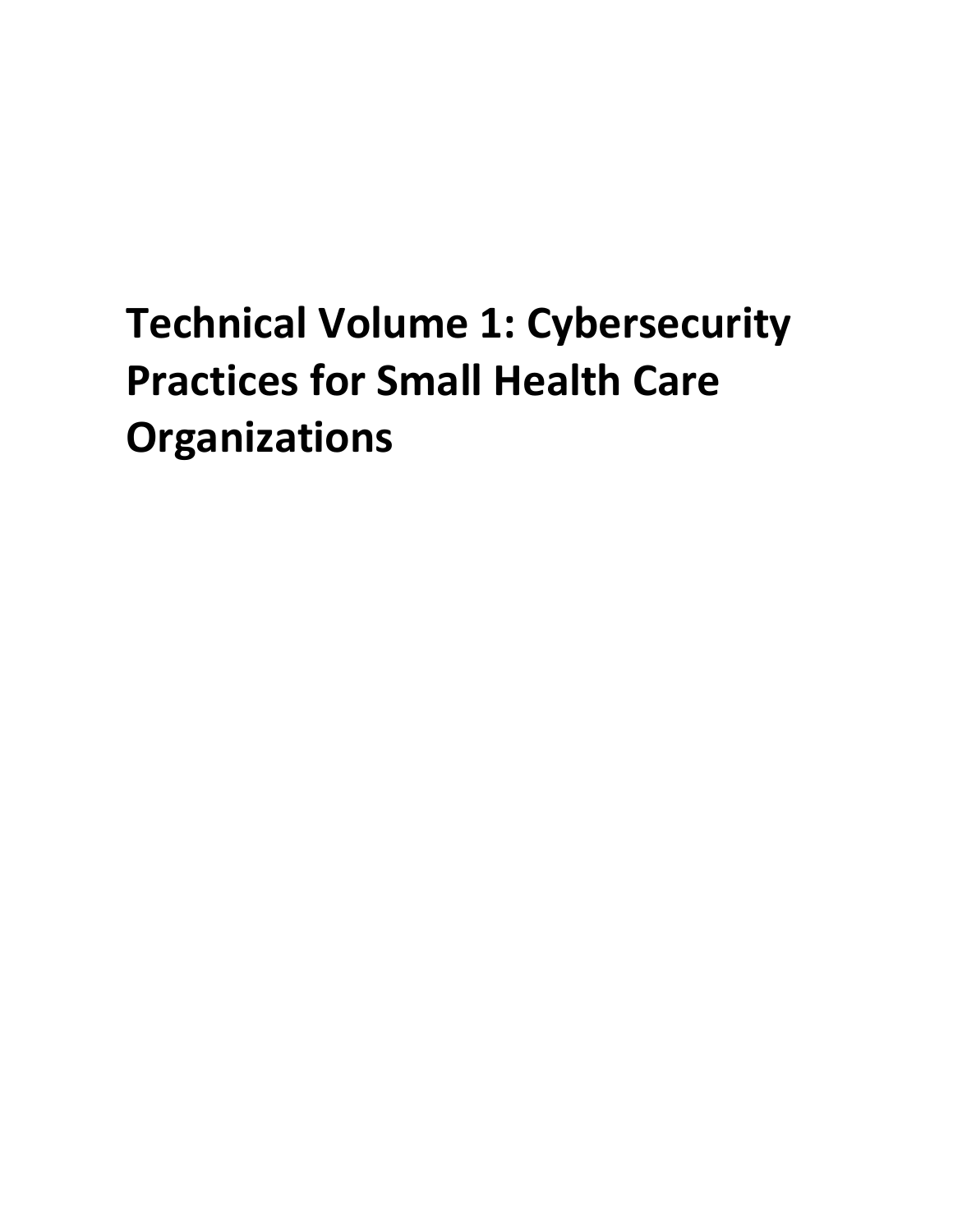# Technical Volume 1: Cybersecurity Practices for Small Health Care Organizations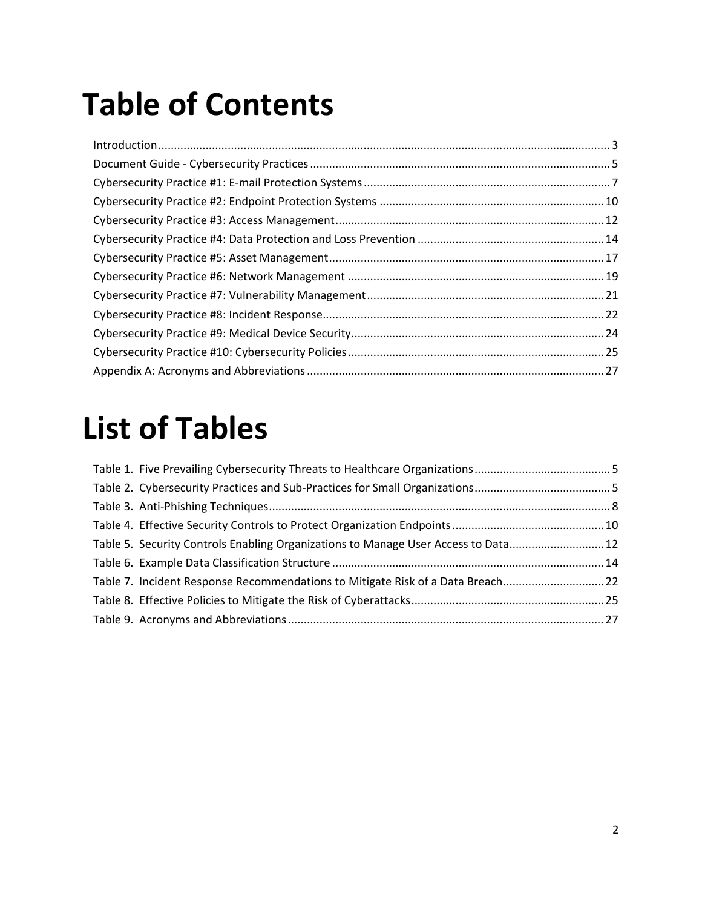# Table of Contents

Introduction ... 3
Document Guide - Cybersecurity Practices ... 5
Cybersecurity Practice #1: E-mail Protection Systems ... 7
Cybersecurity Practice #2: Endpoint Protection Systems ... 10
Cybersecurity Practice #3: Access Management ... 12
Cybersecurity Practice #4: Data Protection and Loss Prevention ... 14
Cybersecurity Practice #5: Asset Management ... 17
Cybersecurity Practice #6: Network Management ... 19
Cybersecurity Practice #7: Vulnerability Management ... 21
Cybersecurity Practice #8: Incident Response ... 22
Cybersecurity Practice #9: Medical Device Security ... 24
Cybersecurity Practice #10: Cybersecurity Policies ... 25
Appendix A: Acronyms and Abbreviations ... 27

# List of Tables

Table 1. Five Prevailing Cybersecurity Threats to Healthcare Organizations ... 5
Table 2. Cybersecurity Practices and Sub-Practices for Small Organizations ... 5
Table 3. Anti-Phishing Techniques ... 8
Table 4. Effective Security Controls to Protect Organization Endpoints ... 10
Table 5. Security Controls Enabling Organizations to Manage User Access to Data ... 12
Table 6. Example Data Classification Structure ... 14
Table 7. Incident Response Recommendations to Mitigate Risk of a Data Breach ... 22
Table 8. Effective Policies to Mitigate the Risk of Cyberattacks ... 25
Table 9. Acronyms and Abbreviations ... 27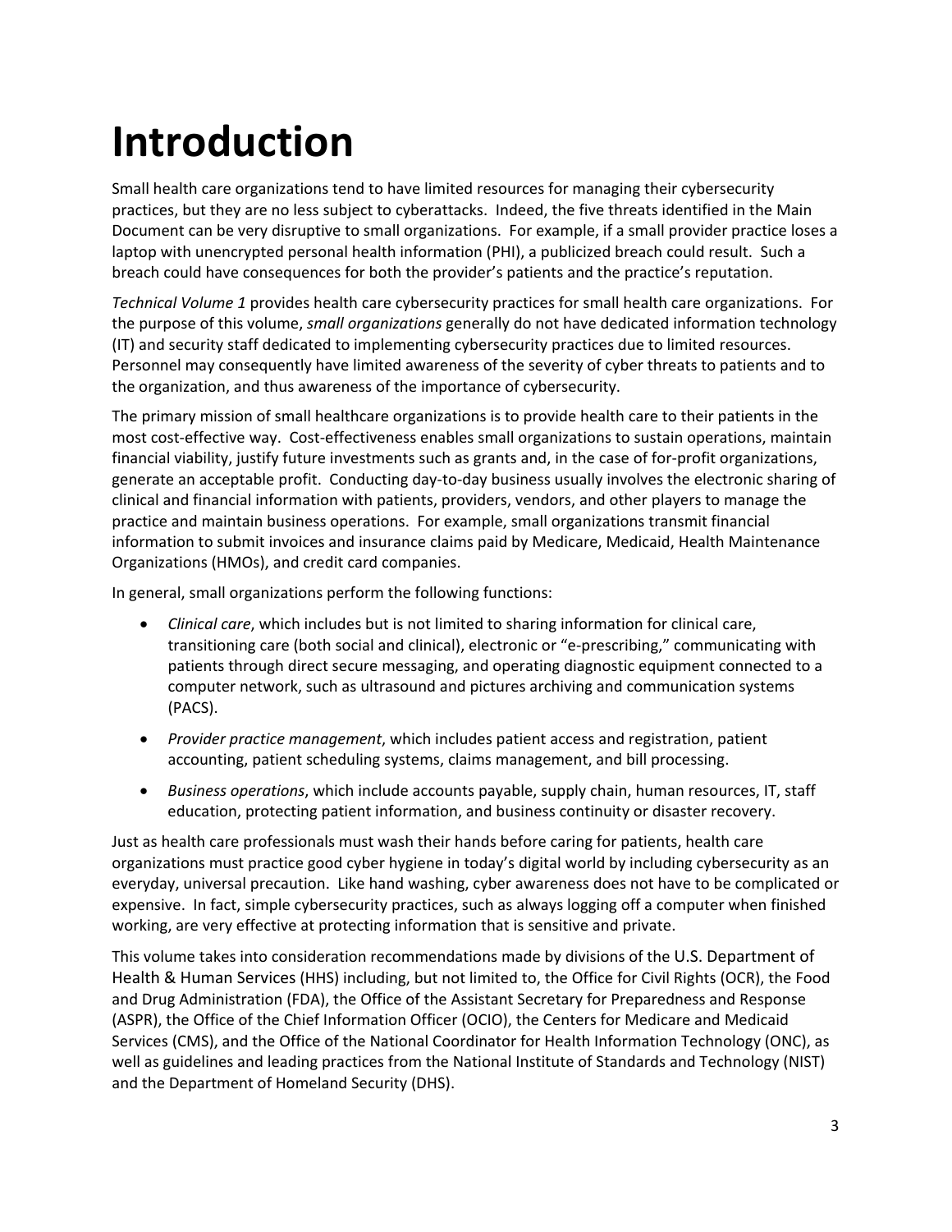# Introduction

Small health care organizations tend to have limited resources for managing their cybersecurity practices, but they are no less subject to cyberattacks. Indeed, the five threats identified in the Main Document can be very disruptive to small organizations. For example, if a small provider practice loses a laptop with unencrypted personal health information (PHI), a publicized breach could result. Such a breach could have consequences for both the provider's patients and the practice's reputation.

*Technical Volume 1* provides health care cybersecurity practices for small health care organizations. For the purpose of this volume, *small organizations* generally do not have dedicated information technology (IT) and security staff dedicated to implementing cybersecurity practices due to limited resources. Personnel may consequently have limited awareness of the severity of cyber threats to patients and to the organization, and thus awareness of the importance of cybersecurity.

The primary mission of small healthcare organizations is to provide health care to their patients in the most cost-effective way. Cost-effectiveness enables small organizations to sustain operations, maintain financial viability, justify future investments such as grants and, in the case of for-profit organizations, generate an acceptable profit. Conducting day-to-day business usually involves the electronic sharing of clinical and financial information with patients, providers, vendors, and other players to manage the practice and maintain business operations. For example, small organizations transmit financial information to submit invoices and insurance claims paid by Medicare, Medicaid, Health Maintenance Organizations (HMOs), and credit card companies.

In general, small organizations perform the following functions:

- *Clinical care*, which includes but is not limited to sharing information for clinical care, transitioning care (both social and clinical), electronic or "e-prescribing," communicating with patients through direct secure messaging, and operating diagnostic equipment connected to a computer network, such as ultrasound and pictures archiving and communication systems (PACS).
- *Provider practice management*, which includes patient access and registration, patient accounting, patient scheduling systems, claims management, and bill processing.
- *Business operations*, which include accounts payable, supply chain, human resources, IT, staff education, protecting patient information, and business continuity or disaster recovery.

Just as health care professionals must wash their hands before caring for patients, health care organizations must practice good cyber hygiene in today's digital world by including cybersecurity as an everyday, universal precaution. Like hand washing, cyber awareness does not have to be complicated or expensive. In fact, simple cybersecurity practices, such as always logging off a computer when finished working, are very effective at protecting information that is sensitive and private.

This volume takes into consideration recommendations made by divisions of the U.S. Department of Health & Human Services (HHS) including, but not limited to, the Office for Civil Rights (OCR), the Food and Drug Administration (FDA), the Office of the Assistant Secretary for Preparedness and Response (ASPR), the Office of the Chief Information Officer (OCIO), the Centers for Medicare and Medicaid Services (CMS), and the Office of the National Coordinator for Health Information Technology (ONC), as well as guidelines and leading practices from the National Institute of Standards and Technology (NIST) and the Department of Homeland Security (DHS).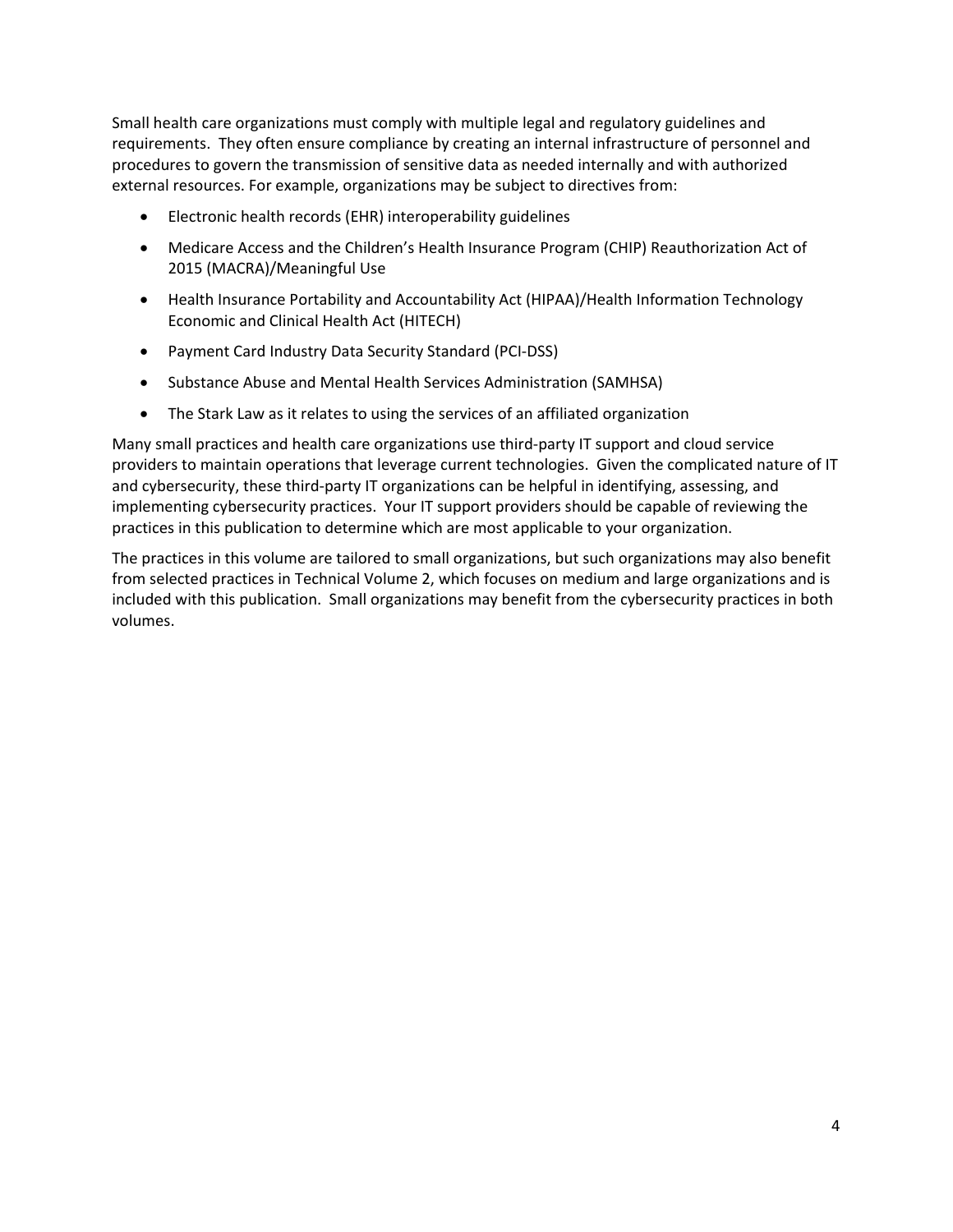Small health care organizations must comply with multiple legal and regulatory guidelines and requirements. They often ensure compliance by creating an internal infrastructure of personnel and procedures to govern the transmission of sensitive data as needed internally and with authorized external resources. For example, organizations may be subject to directives from:

- Electronic health records (EHR) interoperability guidelines
- Medicare Access and the Children's Health Insurance Program (CHIP) Reauthorization Act of 2015 (MACRA)/Meaningful Use
- Health Insurance Portability and Accountability Act (HIPAA)/Health Information Technology Economic and Clinical Health Act (HITECH)
- Payment Card Industry Data Security Standard (PCI-DSS)
- Substance Abuse and Mental Health Services Administration (SAMHSA)
- The Stark Law as it relates to using the services of an affiliated organization

Many small practices and health care organizations use third-party IT support and cloud service providers to maintain operations that leverage current technologies. Given the complicated nature of IT and cybersecurity, these third-party IT organizations can be helpful in identifying, assessing, and implementing cybersecurity practices. Your IT support providers should be capable of reviewing the practices in this publication to determine which are most applicable to your organization.

The practices in this volume are tailored to small organizations, but such organizations may also benefit from selected practices in Technical Volume 2, which focuses on medium and large organizations and is included with this publication. Small organizations may benefit from the cybersecurity practices in both volumes.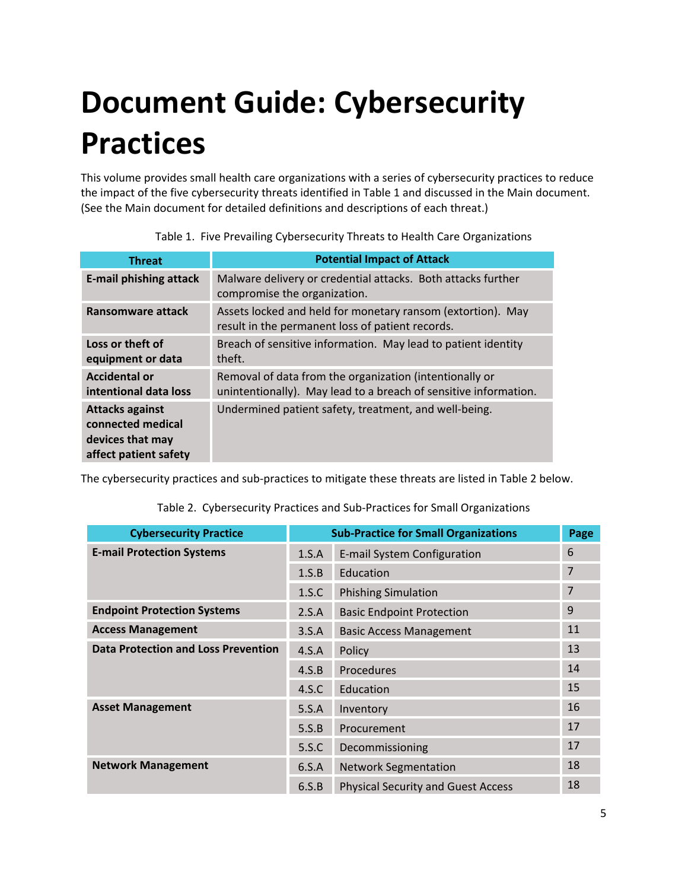# Document Guide: Cybersecurity Practices

This volume provides small health care organizations with a series of cybersecurity practices to reduce the impact of the five cybersecurity threats identified in Table 1 and discussed in the Main document. (See the Main document for detailed definitions and descriptions of each threat.)

Table 1. Five Prevailing Cybersecurity Threats to Health Care Organizations

| Threat | Potential Impact of Attack |
|---|---|
| **E-mail phishing attack** | Malware delivery or credential attacks. Both attacks further compromise the organization. |
| **Ransomware attack** | Assets locked and held for monetary ransom (extortion). May result in the permanent loss of patient records. |
| **Loss or theft of equipment or data** | Breach of sensitive information. May lead to patient identity theft. |
| **Accidental or intentional data loss** | Removal of data from the organization (intentionally or unintentionally). May lead to a breach of sensitive information. |
| **Attacks against connected medical devices that may affect patient safety** | Undermined patient safety, treatment, and well-being. |

The cybersecurity practices and sub-practices to mitigate these threats are listed in Table 2 below.

Table 2. Cybersecurity Practices and Sub-Practices for Small Organizations

| Cybersecurity Practice | Sub-Practice for Small Organizations | | Page |
|---|---|---|---|
| **E-mail Protection Systems** | 1.S.A | E-mail System Configuration | 6 |
| | 1.S.B | Education | 7 |
| | 1.S.C | Phishing Simulation | 7 |
| **Endpoint Protection Systems** | 2.S.A | Basic Endpoint Protection | 9 |
| **Access Management** | 3.S.A | Basic Access Management | 11 |
| **Data Protection and Loss Prevention** | 4.S.A | Policy | 13 |
| | 4.S.B | Procedures | 14 |
| | 4.S.C | Education | 15 |
| **Asset Management** | 5.S.A | Inventory | 16 |
| | 5.S.B | Procurement | 17 |
| | 5.S.C | Decommissioning | 17 |
| **Network Management** | 6.S.A | Network Segmentation | 18 |
| | 6.S.B | Physical Security and Guest Access | 18 |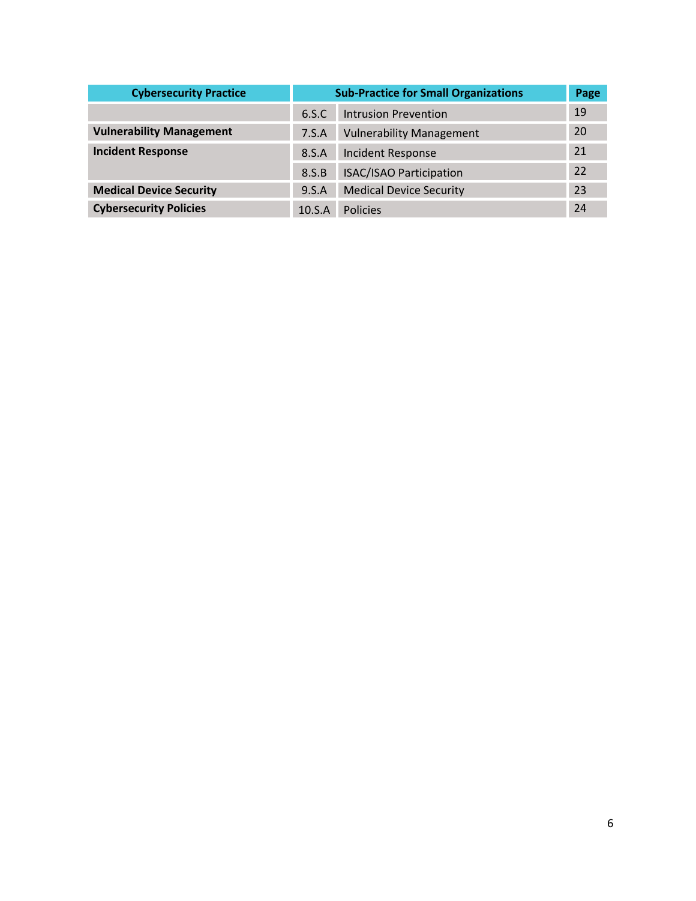| Cybersecurity Practice | Sub-Practice for Small Organizations | | Page |
|---|---|---|---|
| | 6.S.C | Intrusion Prevention | 19 |
| **Vulnerability Management** | 7.S.A | Vulnerability Management | 20 |
| **Incident Response** | 8.S.A | Incident Response | 21 |
| | 8.S.B | ISAC/ISAO Participation | 22 |
| **Medical Device Security** | 9.S.A | Medical Device Security | 23 |
| **Cybersecurity Policies** | 10.S.A | Policies | 24 |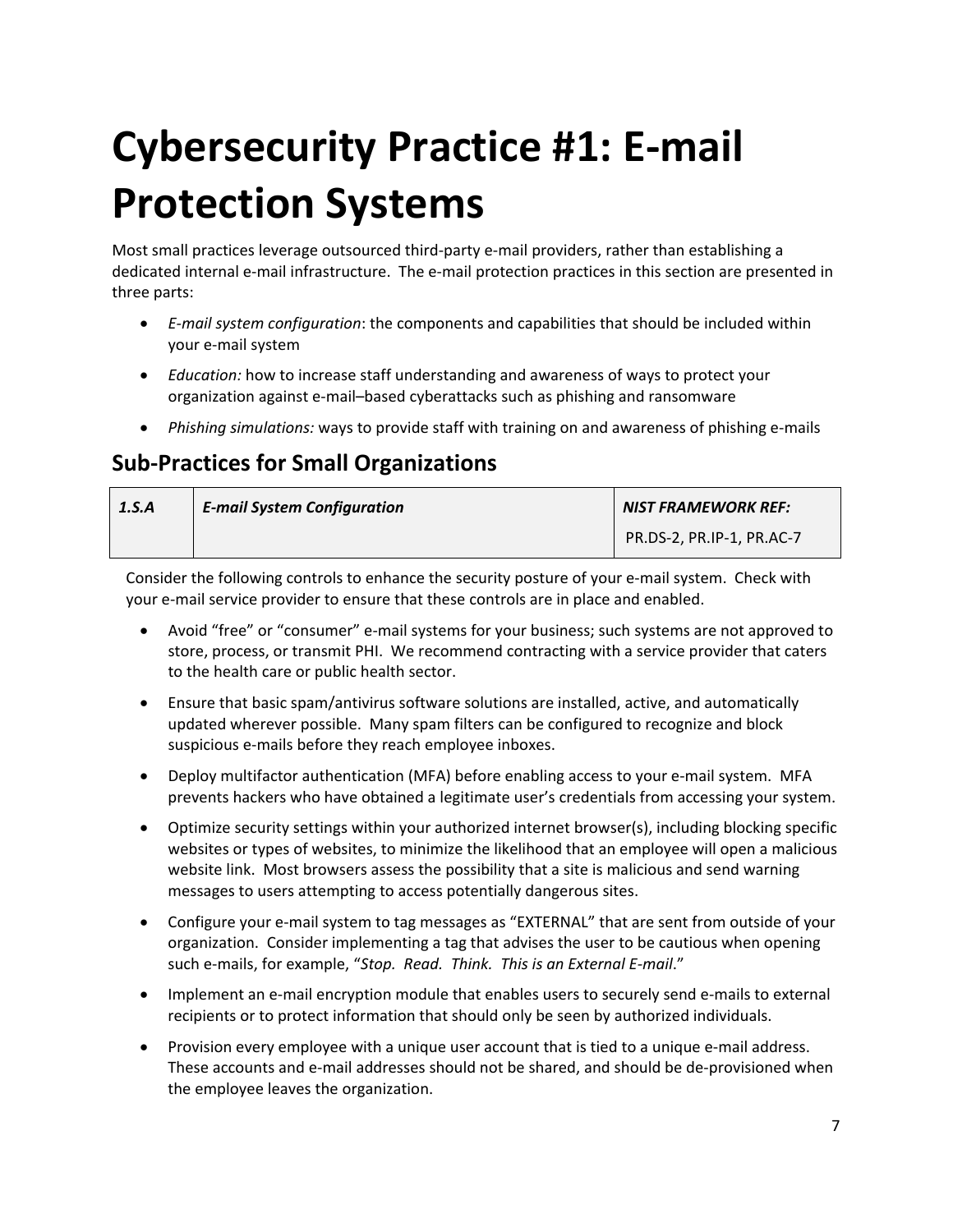# Cybersecurity Practice #1: E-mail Protection Systems

Most small practices leverage outsourced third-party e-mail providers, rather than establishing a dedicated internal e-mail infrastructure. The e-mail protection practices in this section are presented in three parts:

- *E-mail system configuration*: the components and capabilities that should be included within your e-mail system
- *Education:* how to increase staff understanding and awareness of ways to protect your organization against e-mail–based cyberattacks such as phishing and ransomware
- *Phishing simulations:* ways to provide staff with training on and awareness of phishing e-mails

## Sub-Practices for Small Organizations

| *1.S.A* | *E-mail System Configuration* | *NIST FRAMEWORK REF:* |
|---|---|---|
| | | PR.DS-2, PR.IP-1, PR.AC-7 |

Consider the following controls to enhance the security posture of your e-mail system. Check with your e-mail service provider to ensure that these controls are in place and enabled.

- Avoid "free" or "consumer" e-mail systems for your business; such systems are not approved to store, process, or transmit PHI. We recommend contracting with a service provider that caters to the health care or public health sector.
- Ensure that basic spam/antivirus software solutions are installed, active, and automatically updated wherever possible. Many spam filters can be configured to recognize and block suspicious e-mails before they reach employee inboxes.
- Deploy multifactor authentication (MFA) before enabling access to your e-mail system. MFA prevents hackers who have obtained a legitimate user's credentials from accessing your system.
- Optimize security settings within your authorized internet browser(s), including blocking specific websites or types of websites, to minimize the likelihood that an employee will open a malicious website link. Most browsers assess the possibility that a site is malicious and send warning messages to users attempting to access potentially dangerous sites.
- Configure your e-mail system to tag messages as "EXTERNAL" that are sent from outside of your organization. Consider implementing a tag that advises the user to be cautious when opening such e-mails, for example, "*Stop. Read. Think. This is an External E-mail*."
- Implement an e-mail encryption module that enables users to securely send e-mails to external recipients or to protect information that should only be seen by authorized individuals.
- Provision every employee with a unique user account that is tied to a unique e-mail address. These accounts and e-mail addresses should not be shared, and should be de-provisioned when the employee leaves the organization.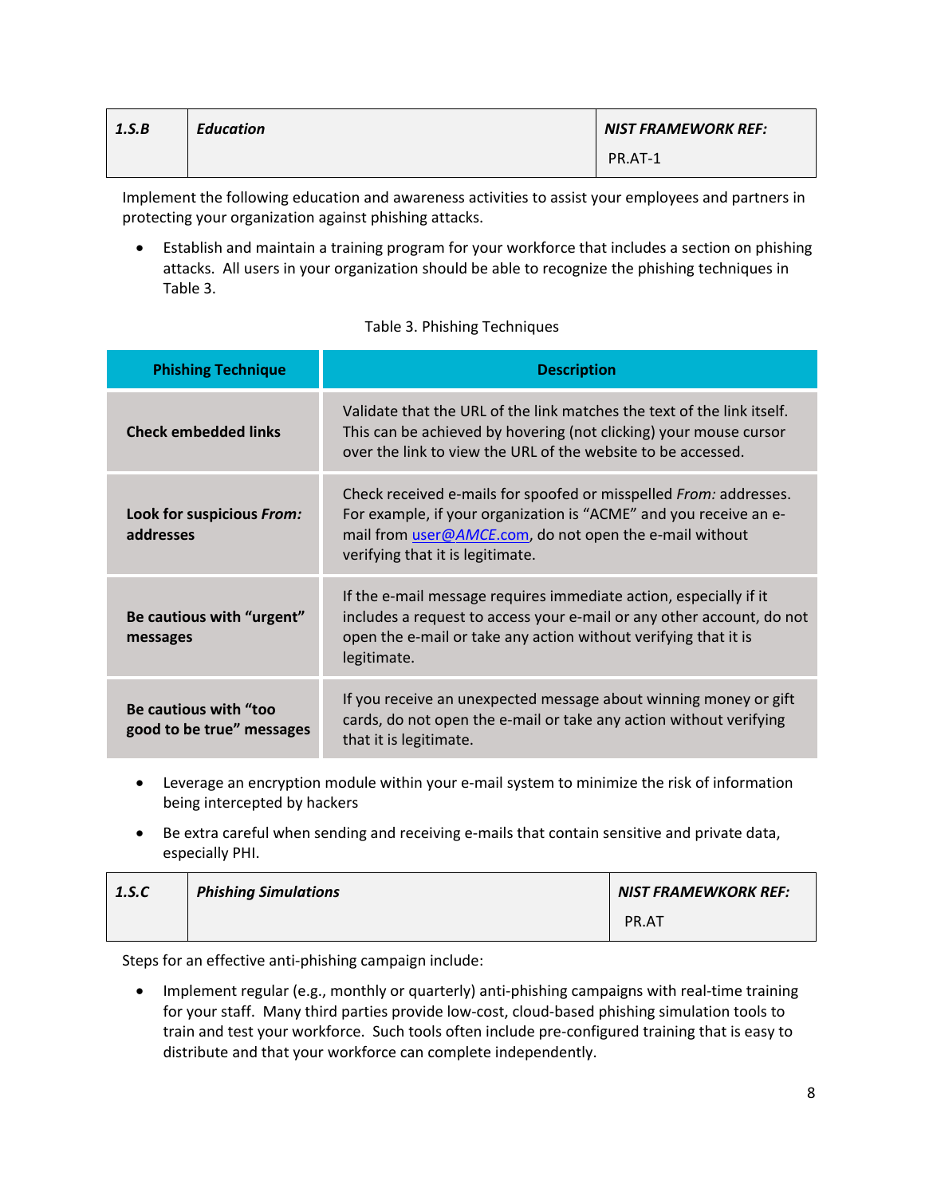| 1.S.B | Education | NIST FRAMEWORK REF: PR.AT-1 |
|---|---|---|

Implement the following education and awareness activities to assist your employees and partners in protecting your organization against phishing attacks.

- Establish and maintain a training program for your workforce that includes a section on phishing attacks. All users in your organization should be able to recognize the phishing techniques in Table 3.

Table 3. Phishing Techniques

| Phishing Technique | Description |
|---|---|
| **Check embedded links** | Validate that the URL of the link matches the text of the link itself. This can be achieved by hovering (not clicking) your mouse cursor over the link to view the URL of the website to be accessed. |
| **Look for suspicious *From:* addresses** | Check received e-mails for spoofed or misspelled *From:* addresses. For example, if your organization is "ACME" and you receive an e-mail from user@*AMCE*.com, do not open the e-mail without verifying that it is legitimate. |
| **Be cautious with "urgent" messages** | If the e-mail message requires immediate action, especially if it includes a request to access your e-mail or any other account, do not open the e-mail or take any action without verifying that it is legitimate. |
| **Be cautious with "too good to be true" messages** | If you receive an unexpected message about winning money or gift cards, do not open the e-mail or take any action without verifying that it is legitimate. |

- Leverage an encryption module within your e-mail system to minimize the risk of information being intercepted by hackers
- Be extra careful when sending and receiving e-mails that contain sensitive and private data, especially PHI.

| 1.S.C | Phishing Simulations | NIST FRAMEWKORK REF: PR.AT |
|---|---|---|

Steps for an effective anti-phishing campaign include:

- Implement regular (e.g., monthly or quarterly) anti-phishing campaigns with real-time training for your staff. Many third parties provide low-cost, cloud-based phishing simulation tools to train and test your workforce. Such tools often include pre-configured training that is easy to distribute and that your workforce can complete independently.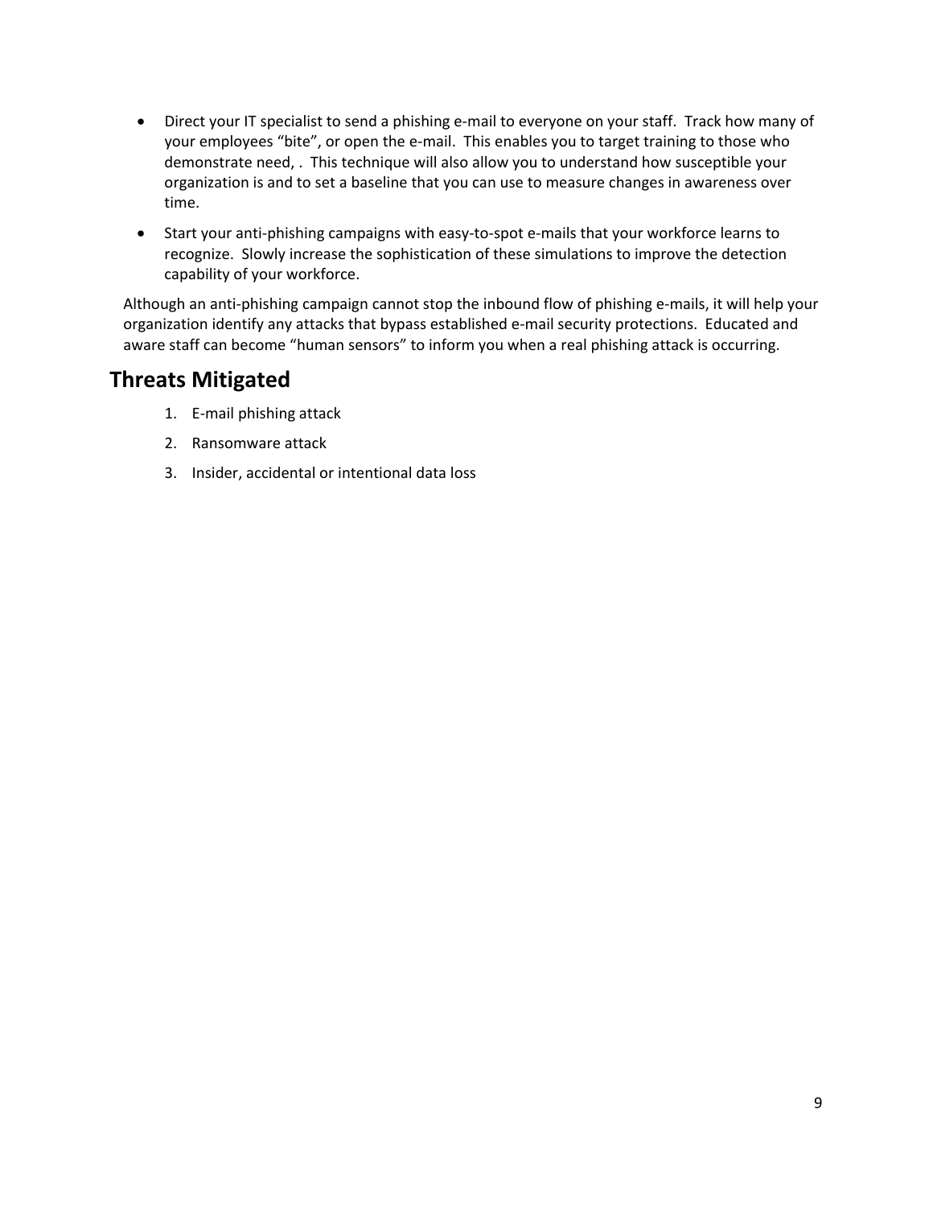- Direct your IT specialist to send a phishing e-mail to everyone on your staff. Track how many of your employees "bite", or open the e-mail. This enables you to target training to those who demonstrate need, . This technique will also allow you to understand how susceptible your organization is and to set a baseline that you can use to measure changes in awareness over time.
- Start your anti-phishing campaigns with easy-to-spot e-mails that your workforce learns to recognize. Slowly increase the sophistication of these simulations to improve the detection capability of your workforce.

Although an anti-phishing campaign cannot stop the inbound flow of phishing e-mails, it will help your organization identify any attacks that bypass established e-mail security protections. Educated and aware staff can become "human sensors" to inform you when a real phishing attack is occurring.

## Threats Mitigated

1. E-mail phishing attack
2. Ransomware attack
3. Insider, accidental or intentional data loss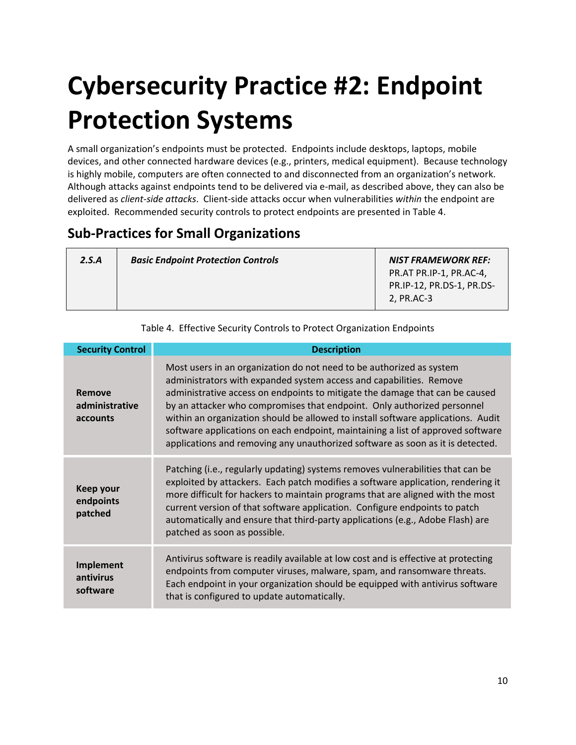# Cybersecurity Practice #2: Endpoint Protection Systems

A small organization's endpoints must be protected. Endpoints include desktops, laptops, mobile devices, and other connected hardware devices (e.g., printers, medical equipment). Because technology is highly mobile, computers are often connected to and disconnected from an organization's network. Although attacks against endpoints tend to be delivered via e-mail, as described above, they can also be delivered as *client-side attacks*. Client-side attacks occur when vulnerabilities *within* the endpoint are exploited. Recommended security controls to protect endpoints are presented in Table 4.

## Sub-Practices for Small Organizations

| ***2.S.A*** | ***Basic Endpoint Protection Controls*** | ***NIST FRAMEWORK REF:*** PR.AT PR.IP-1, PR.AC-4, PR.IP-12, PR.DS-1, PR.DS-2, PR.AC-3 |
|---|---|---|

Table 4. Effective Security Controls to Protect Organization Endpoints

| Security Control | Description |
|---|---|
| **Remove administrative accounts** | Most users in an organization do not need to be authorized as system administrators with expanded system access and capabilities. Remove administrative access on endpoints to mitigate the damage that can be caused by an attacker who compromises that endpoint. Only authorized personnel within an organization should be allowed to install software applications. Audit software applications on each endpoint, maintaining a list of approved software applications and removing any unauthorized software as soon as it is detected. |
| **Keep your endpoints patched** | Patching (i.e., regularly updating) systems removes vulnerabilities that can be exploited by attackers. Each patch modifies a software application, rendering it more difficult for hackers to maintain programs that are aligned with the most current version of that software application. Configure endpoints to patch automatically and ensure that third-party applications (e.g., Adobe Flash) are patched as soon as possible. |
| **Implement antivirus software** | Antivirus software is readily available at low cost and is effective at protecting endpoints from computer viruses, malware, spam, and ransomware threats. Each endpoint in your organization should be equipped with antivirus software that is configured to update automatically. |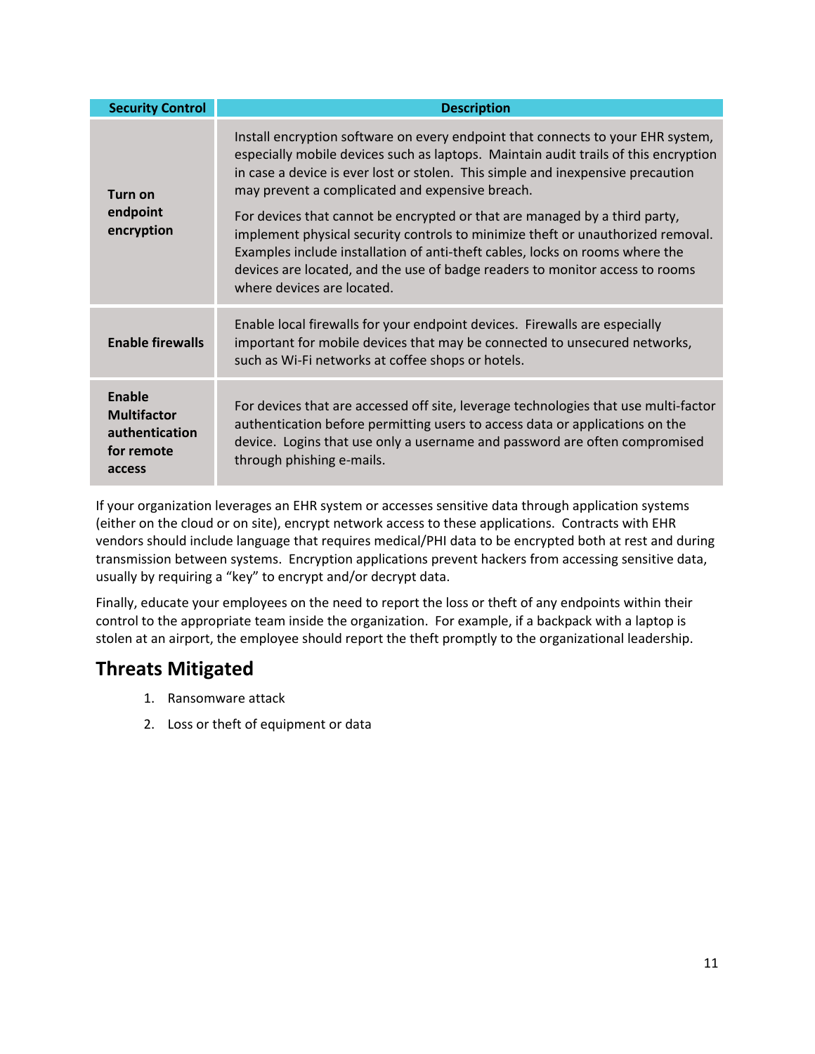| Security Control | Description |
|---|---|
| **Turn on endpoint encryption** | Install encryption software on every endpoint that connects to your EHR system, especially mobile devices such as laptops. Maintain audit trails of this encryption in case a device is ever lost or stolen. This simple and inexpensive precaution may prevent a complicated and expensive breach.<br><br>For devices that cannot be encrypted or that are managed by a third party, implement physical security controls to minimize theft or unauthorized removal. Examples include installation of anti-theft cables, locks on rooms where the devices are located, and the use of badge readers to monitor access to rooms where devices are located. |
| **Enable firewalls** | Enable local firewalls for your endpoint devices. Firewalls are especially important for mobile devices that may be connected to unsecured networks, such as Wi-Fi networks at coffee shops or hotels. |
| **Enable Multifactor authentication for remote access** | For devices that are accessed off site, leverage technologies that use multi-factor authentication before permitting users to access data or applications on the device. Logins that use only a username and password are often compromised through phishing e-mails. |

If your organization leverages an EHR system or accesses sensitive data through application systems (either on the cloud or on site), encrypt network access to these applications. Contracts with EHR vendors should include language that requires medical/PHI data to be encrypted both at rest and during transmission between systems. Encryption applications prevent hackers from accessing sensitive data, usually by requiring a "key" to encrypt and/or decrypt data.

Finally, educate your employees on the need to report the loss or theft of any endpoints within their control to the appropriate team inside the organization. For example, if a backpack with a laptop is stolen at an airport, the employee should report the theft promptly to the organizational leadership.

## Threats Mitigated

1. Ransomware attack
2. Loss or theft of equipment or data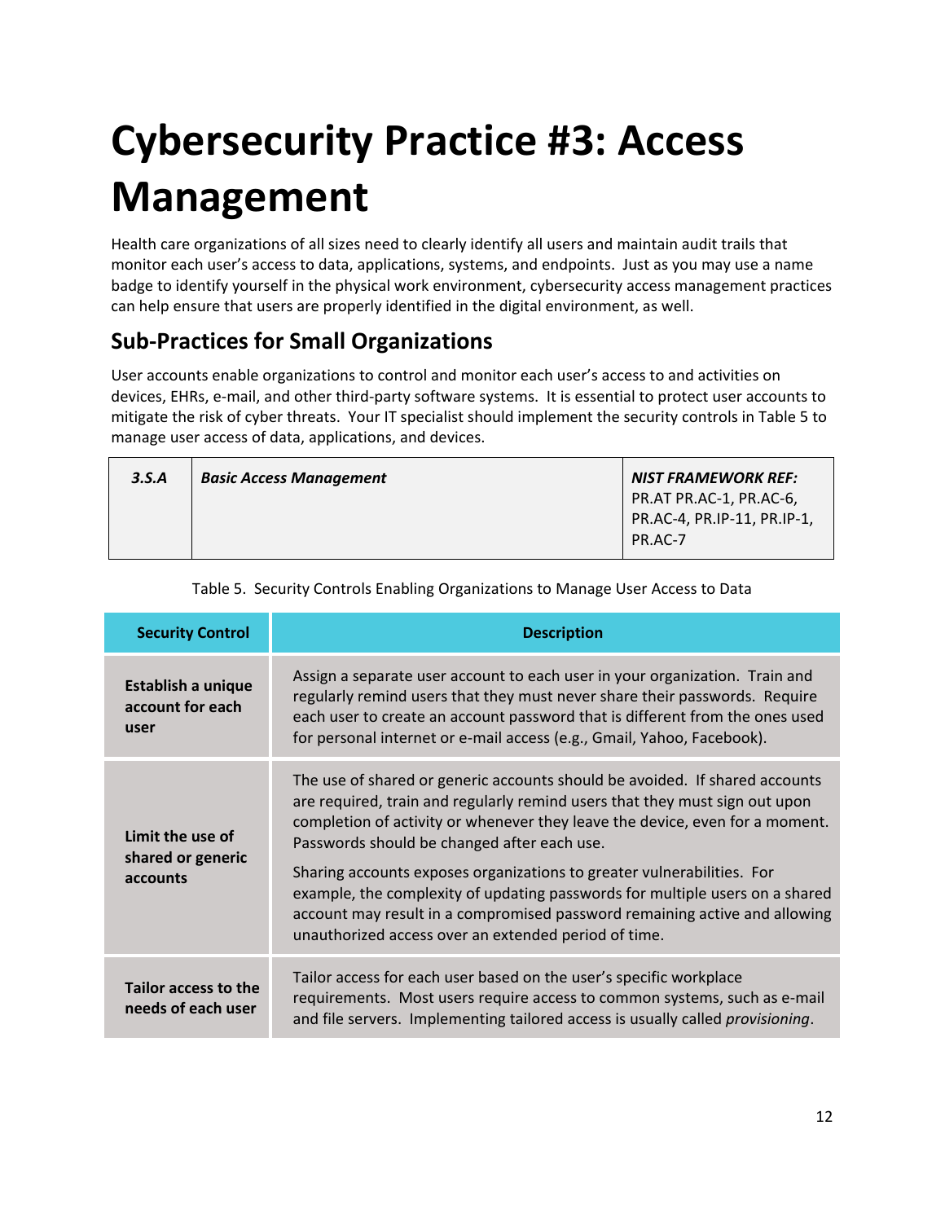# Cybersecurity Practice #3: Access Management

Health care organizations of all sizes need to clearly identify all users and maintain audit trails that monitor each user's access to data, applications, systems, and endpoints. Just as you may use a name badge to identify yourself in the physical work environment, cybersecurity access management practices can help ensure that users are properly identified in the digital environment, as well.

## Sub-Practices for Small Organizations

User accounts enable organizations to control and monitor each user's access to and activities on devices, EHRs, e-mail, and other third-party software systems. It is essential to protect user accounts to mitigate the risk of cyber threats. Your IT specialist should implement the security controls in Table 5 to manage user access of data, applications, and devices.

| ***3.S.A*** | ***Basic Access Management*** | ***NIST FRAMEWORK REF:*** PR.AT PR.AC-1, PR.AC-6, PR.AC-4, PR.IP-11, PR.IP-1, PR.AC-7 |
|---|---|---|

Table 5. Security Controls Enabling Organizations to Manage User Access to Data

| Security Control | Description |
|---|---|
| **Establish a unique account for each user** | Assign a separate user account to each user in your organization. Train and regularly remind users that they must never share their passwords. Require each user to create an account password that is different from the ones used for personal internet or e-mail access (e.g., Gmail, Yahoo, Facebook). |
| **Limit the use of shared or generic accounts** | The use of shared or generic accounts should be avoided. If shared accounts are required, train and regularly remind users that they must sign out upon completion of activity or whenever they leave the device, even for a moment. Passwords should be changed after each use.<br><br>Sharing accounts exposes organizations to greater vulnerabilities. For example, the complexity of updating passwords for multiple users on a shared account may result in a compromised password remaining active and allowing unauthorized access over an extended period of time. |
| **Tailor access to the needs of each user** | Tailor access for each user based on the user's specific workplace requirements. Most users require access to common systems, such as e-mail and file servers. Implementing tailored access is usually called *provisioning*. |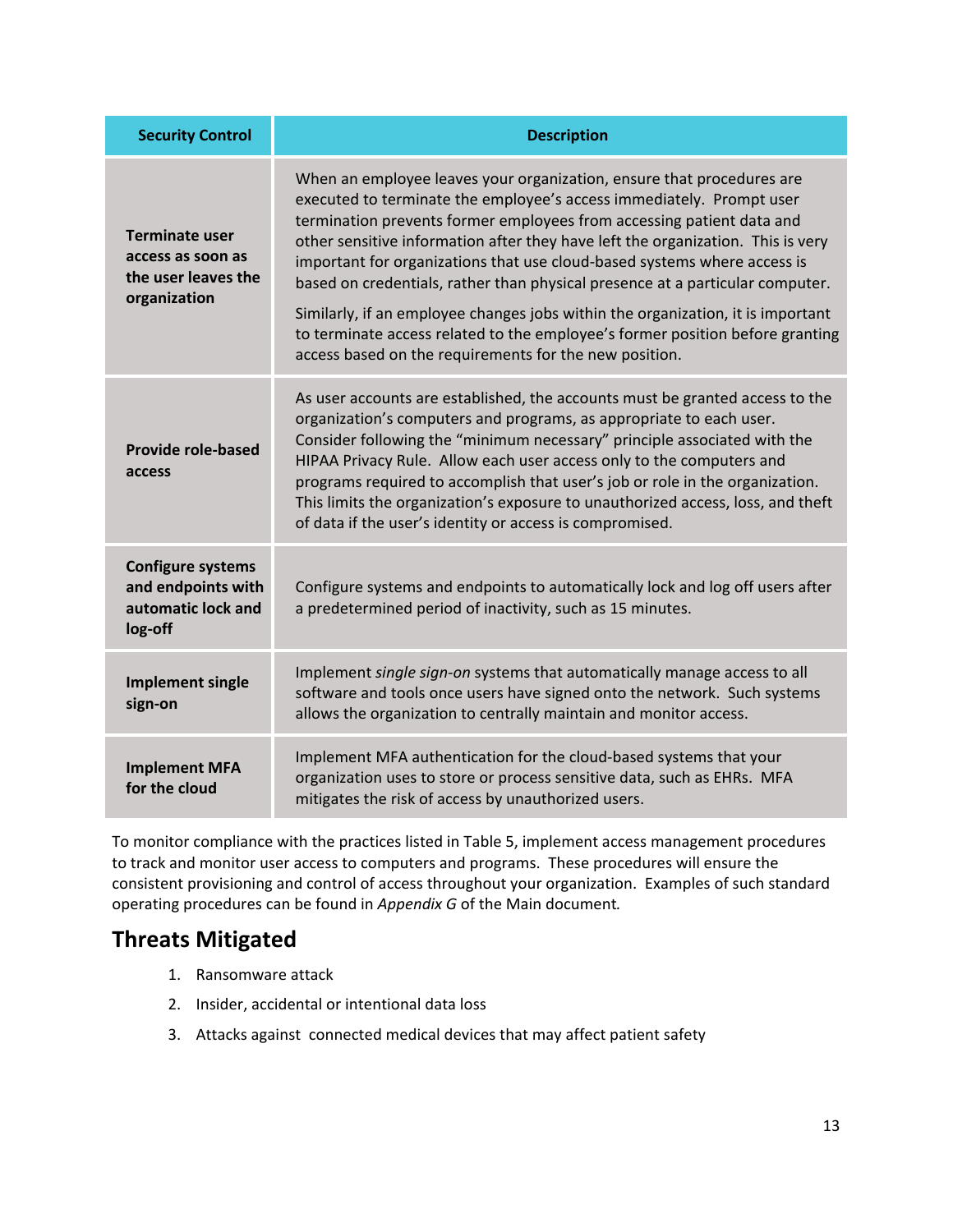| Security Control | Description |
|---|---|
| **Terminate user access as soon as the user leaves the organization** | When an employee leaves your organization, ensure that procedures are executed to terminate the employee's access immediately. Prompt user termination prevents former employees from accessing patient data and other sensitive information after they have left the organization. This is very important for organizations that use cloud-based systems where access is based on credentials, rather than physical presence at a particular computer. Similarly, if an employee changes jobs within the organization, it is important to terminate access related to the employee's former position before granting access based on the requirements for the new position. |
| **Provide role-based access** | As user accounts are established, the accounts must be granted access to the organization's computers and programs, as appropriate to each user. Consider following the "minimum necessary" principle associated with the HIPAA Privacy Rule. Allow each user access only to the computers and programs required to accomplish that user's job or role in the organization. This limits the organization's exposure to unauthorized access, loss, and theft of data if the user's identity or access is compromised. |
| **Configure systems and endpoints with automatic lock and log-off** | Configure systems and endpoints to automatically lock and log off users after a predetermined period of inactivity, such as 15 minutes. |
| **Implement single sign-on** | Implement *single sign-on* systems that automatically manage access to all software and tools once users have signed onto the network. Such systems allows the organization to centrally maintain and monitor access. |
| **Implement MFA for the cloud** | Implement MFA authentication for the cloud-based systems that your organization uses to store or process sensitive data, such as EHRs. MFA mitigates the risk of access by unauthorized users. |

To monitor compliance with the practices listed in Table 5, implement access management procedures to track and monitor user access to computers and programs. These procedures will ensure the consistent provisioning and control of access throughout your organization. Examples of such standard operating procedures can be found in *Appendix G* of the Main document.

## Threats Mitigated

1. Ransomware attack
2. Insider, accidental or intentional data loss
3. Attacks against connected medical devices that may affect patient safety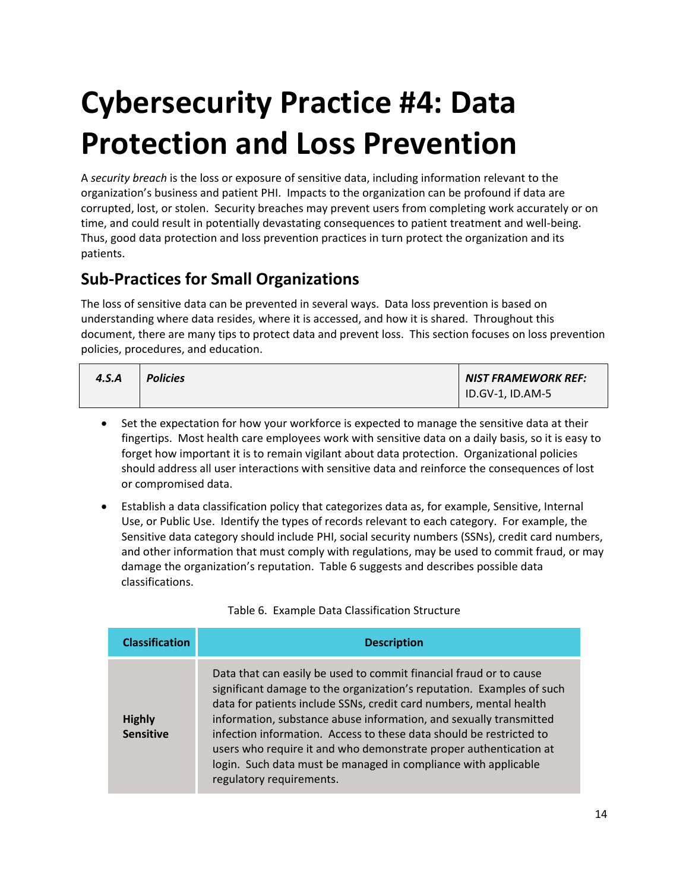# Cybersecurity Practice #4: Data Protection and Loss Prevention

A *security breach* is the loss or exposure of sensitive data, including information relevant to the organization's business and patient PHI. Impacts to the organization can be profound if data are corrupted, lost, or stolen. Security breaches may prevent users from completing work accurately or on time, and could result in potentially devastating consequences to patient treatment and well-being. Thus, good data protection and loss prevention practices in turn protect the organization and its patients.

## Sub-Practices for Small Organizations

The loss of sensitive data can be prevented in several ways. Data loss prevention is based on understanding where data resides, where it is accessed, and how it is shared. Throughout this document, there are many tips to protect data and prevent loss. This section focuses on loss prevention policies, procedures, and education.

| ***4.S.A*** | ***Policies*** | ***NIST FRAMEWORK REF:*** ID.GV-1, ID.AM-5 |
|---|---|---|

- Set the expectation for how your workforce is expected to manage the sensitive data at their fingertips. Most health care employees work with sensitive data on a daily basis, so it is easy to forget how important it is to remain vigilant about data protection. Organizational policies should address all user interactions with sensitive data and reinforce the consequences of lost or compromised data.
- Establish a data classification policy that categorizes data as, for example, Sensitive, Internal Use, or Public Use. Identify the types of records relevant to each category. For example, the Sensitive data category should include PHI, social security numbers (SSNs), credit card numbers, and other information that must comply with regulations, may be used to commit fraud, or may damage the organization's reputation. Table 6 suggests and describes possible data classifications.

Table 6. Example Data Classification Structure

| Classification | Description |
|---|---|
| **Highly Sensitive** | Data that can easily be used to commit financial fraud or to cause significant damage to the organization's reputation. Examples of such data for patients include SSNs, credit card numbers, mental health information, substance abuse information, and sexually transmitted infection information. Access to these data should be restricted to users who require it and who demonstrate proper authentication at login. Such data must be managed in compliance with applicable regulatory requirements. |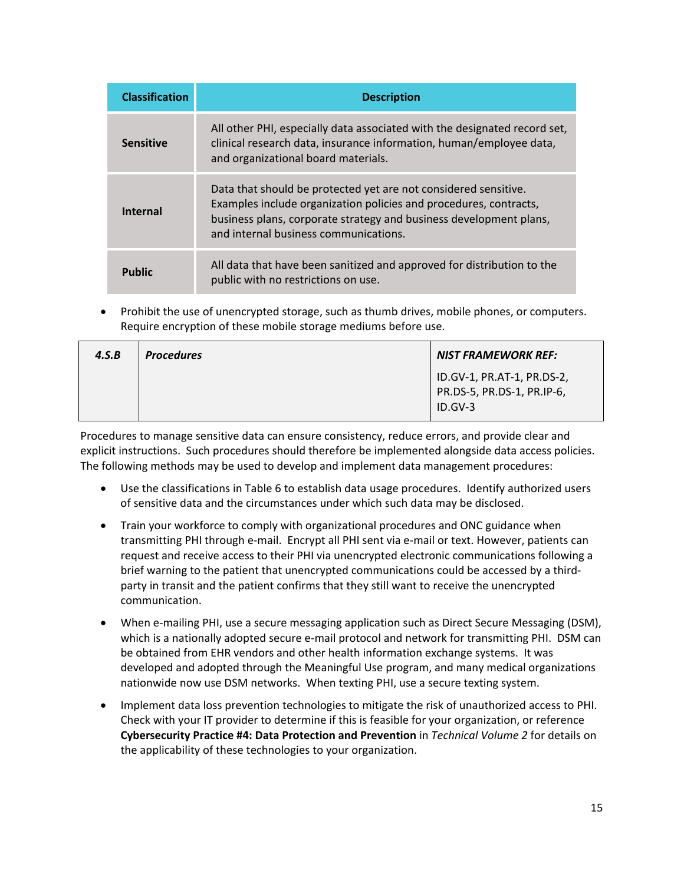| Classification | Description |
|---|---|
| **Sensitive** | All other PHI, especially data associated with the designated record set, clinical research data, insurance information, human/employee data, and organizational board materials. |
| **Internal** | Data that should be protected yet are not considered sensitive. Examples include organization policies and procedures, contracts, business plans, corporate strategy and business development plans, and internal business communications. |
| **Public** | All data that have been sanitized and approved for distribution to the public with no restrictions on use. |

- Prohibit the use of unencrypted storage, such as thumb drives, mobile phones, or computers. Require encryption of these mobile storage mediums before use.

| ***4.S.B*** | ***Procedures*** | ***NIST FRAMEWORK REF:*** ID.GV-1, PR.AT-1, PR.DS-2, PR.DS-5, PR.DS-1, PR.IP-6, ID.GV-3 |
|---|---|---|

Procedures to manage sensitive data can ensure consistency, reduce errors, and provide clear and explicit instructions. Such procedures should therefore be implemented alongside data access policies. The following methods may be used to develop and implement data management procedures:

- Use the classifications in Table 6 to establish data usage procedures. Identify authorized users of sensitive data and the circumstances under which such data may be disclosed.
- Train your workforce to comply with organizational procedures and ONC guidance when transmitting PHI through e-mail. Encrypt all PHI sent via e-mail or text. However, patients can request and receive access to their PHI via unencrypted electronic communications following a brief warning to the patient that unencrypted communications could be accessed by a third-party in transit and the patient confirms that they still want to receive the unencrypted communication.
- When e-mailing PHI, use a secure messaging application such as Direct Secure Messaging (DSM), which is a nationally adopted secure e-mail protocol and network for transmitting PHI. DSM can be obtained from EHR vendors and other health information exchange systems. It was developed and adopted through the Meaningful Use program, and many medical organizations nationwide now use DSM networks. When texting PHI, use a secure texting system.
- Implement data loss prevention technologies to mitigate the risk of unauthorized access to PHI. Check with your IT provider to determine if this is feasible for your organization, or reference **Cybersecurity Practice #4: Data Protection and Prevention** in *Technical Volume 2* for details on the applicability of these technologies to your organization.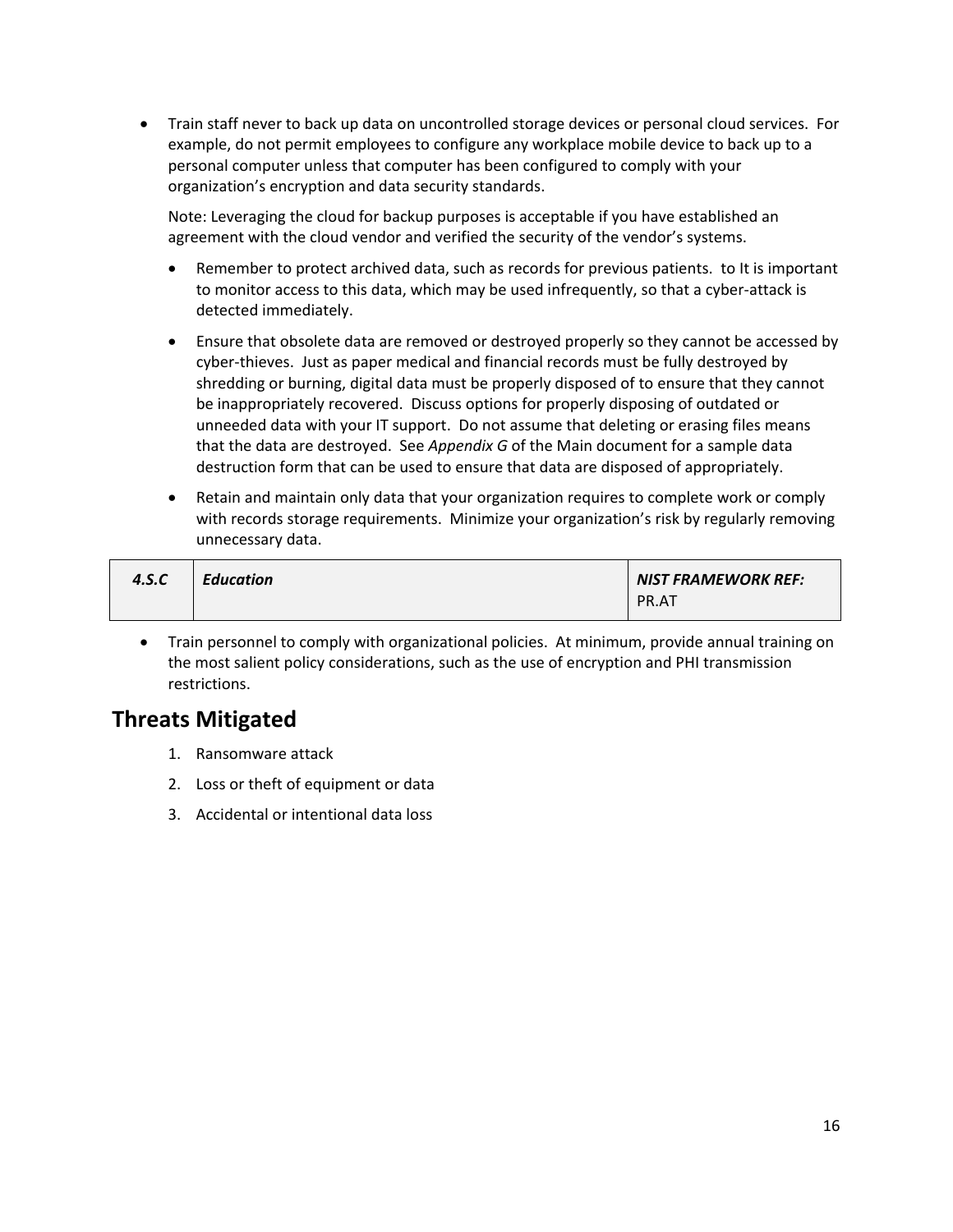- Train staff never to back up data on uncontrolled storage devices or personal cloud services. For example, do not permit employees to configure any workplace mobile device to back up to a personal computer unless that computer has been configured to comply with your organization's encryption and data security standards.

  Note: Leveraging the cloud for backup purposes is acceptable if you have established an agreement with the cloud vendor and verified the security of the vendor's systems.

  - Remember to protect archived data, such as records for previous patients. to It is important to monitor access to this data, which may be used infrequently, so that a cyber-attack is detected immediately.
  - Ensure that obsolete data are removed or destroyed properly so they cannot be accessed by cyber-thieves. Just as paper medical and financial records must be fully destroyed by shredding or burning, digital data must be properly disposed of to ensure that they cannot be inappropriately recovered. Discuss options for properly disposing of outdated or unneeded data with your IT support. Do not assume that deleting or erasing files means that the data are destroyed. See *Appendix G* of the Main document for a sample data destruction form that can be used to ensure that data are disposed of appropriately.
  - Retain and maintain only data that your organization requires to complete work or comply with records storage requirements. Minimize your organization's risk by regularly removing unnecessary data.

| ***4.S.C*** | ***Education*** | ***NIST FRAMEWORK REF:*** PR.AT |
|---|---|---|

- Train personnel to comply with organizational policies. At minimum, provide annual training on the most salient policy considerations, such as the use of encryption and PHI transmission restrictions.

## Threats Mitigated

1. Ransomware attack
2. Loss or theft of equipment or data
3. Accidental or intentional data loss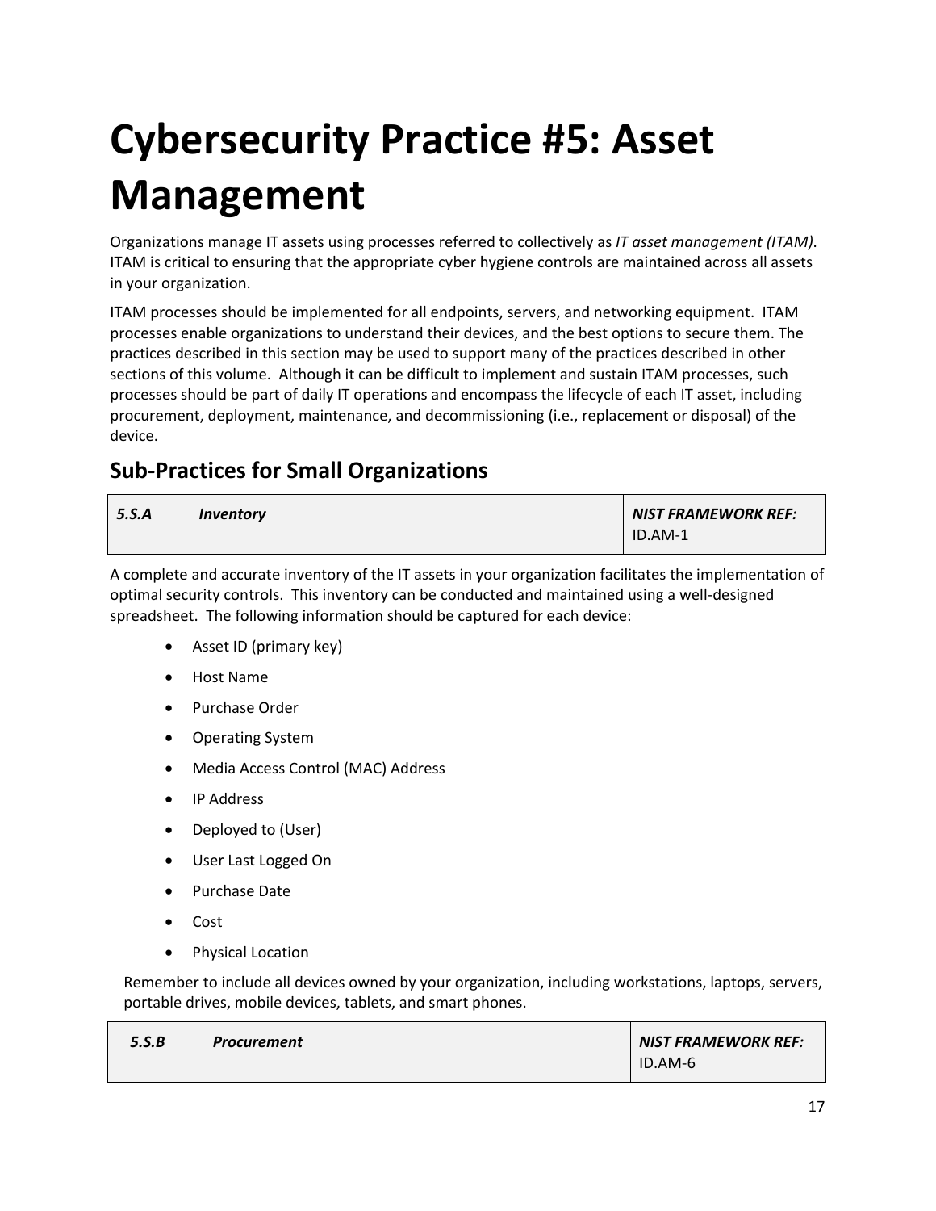# Cybersecurity Practice #5: Asset Management

Organizations manage IT assets using processes referred to collectively as *IT asset management (ITAM)*. ITAM is critical to ensuring that the appropriate cyber hygiene controls are maintained across all assets in your organization.

ITAM processes should be implemented for all endpoints, servers, and networking equipment. ITAM processes enable organizations to understand their devices, and the best options to secure them. The practices described in this section may be used to support many of the practices described in other sections of this volume. Although it can be difficult to implement and sustain ITAM processes, such processes should be part of daily IT operations and encompass the lifecycle of each IT asset, including procurement, deployment, maintenance, and decommissioning (i.e., replacement or disposal) of the device.

## Sub-Practices for Small Organizations

| ***5.S.A*** | ***Inventory*** | ***NIST FRAMEWORK REF:*** ID.AM-1 |
|---|---|---|

A complete and accurate inventory of the IT assets in your organization facilitates the implementation of optimal security controls. This inventory can be conducted and maintained using a well-designed spreadsheet. The following information should be captured for each device:

- Asset ID (primary key)
- Host Name
- Purchase Order
- Operating System
- Media Access Control (MAC) Address
- IP Address
- Deployed to (User)
- User Last Logged On
- Purchase Date
- Cost
- Physical Location

Remember to include all devices owned by your organization, including workstations, laptops, servers, portable drives, mobile devices, tablets, and smart phones.

| ***5.S.B*** | ***Procurement*** | ***NIST FRAMEWORK REF:*** ID.AM-6 |
|---|---|---|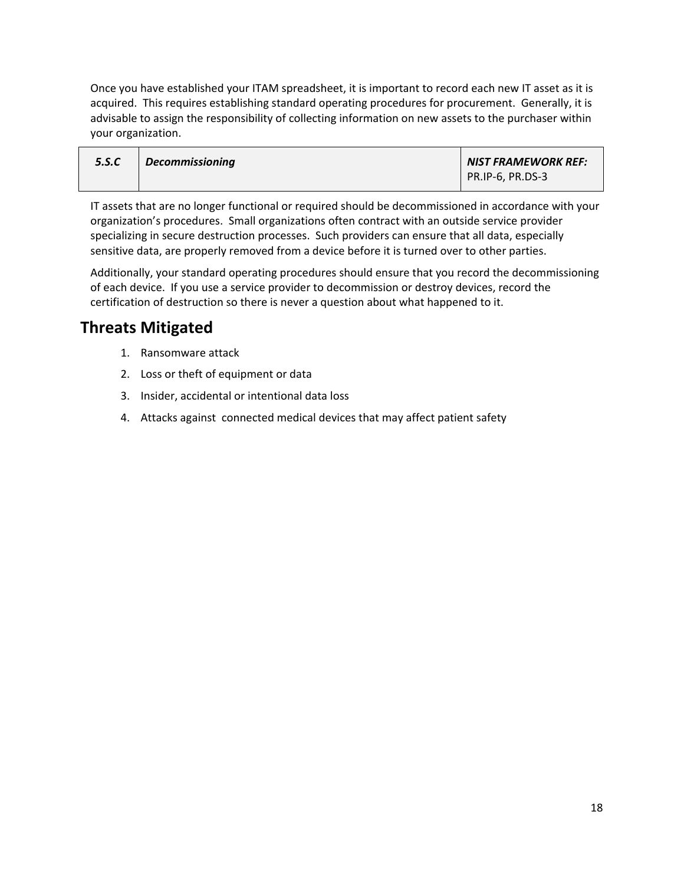Once you have established your ITAM spreadsheet, it is important to record each new IT asset as it is acquired.  This requires establishing standard operating procedures for procurement.  Generally, it is advisable to assign the responsibility of collecting information on new assets to the purchaser within your organization.

| *5.S.C* | *Decommissioning* | *NIST FRAMEWORK REF:* PR.IP-6, PR.DS-3 |
|---|---|---|

IT assets that are no longer functional or required should be decommissioned in accordance with your organization's procedures.  Small organizations often contract with an outside service provider specializing in secure destruction processes.  Such providers can ensure that all data, especially sensitive data, are properly removed from a device before it is turned over to other parties.

Additionally, your standard operating procedures should ensure that you record the decommissioning of each device.  If you use a service provider to decommission or destroy devices, record the certification of destruction so there is never a question about what happened to it.

## Threats Mitigated

1. Ransomware attack
2. Loss or theft of equipment or data
3. Insider, accidental or intentional data loss
4. Attacks against connected medical devices that may affect patient safety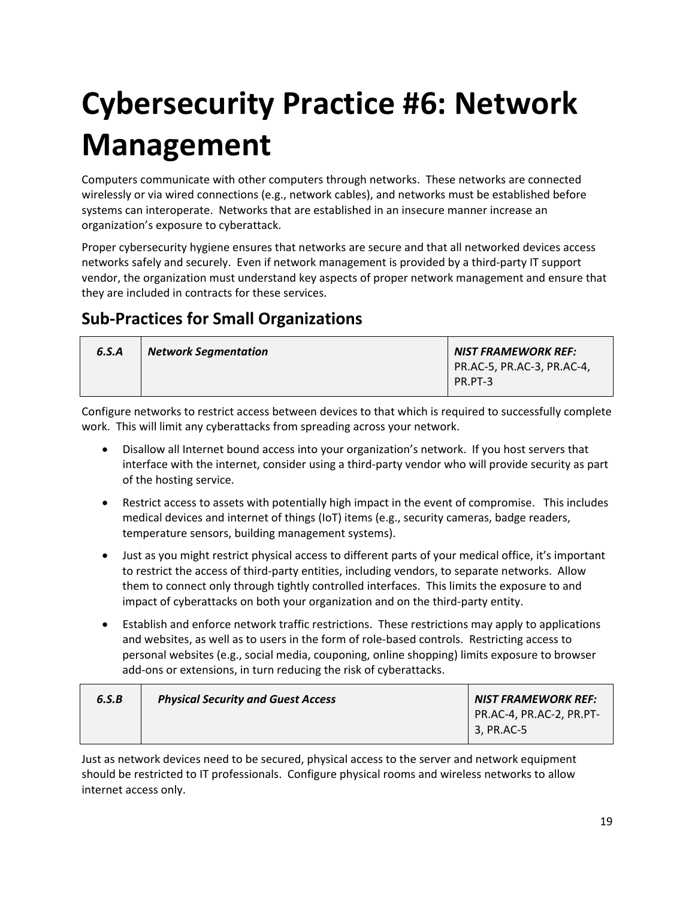# Cybersecurity Practice #6: Network Management

Computers communicate with other computers through networks. These networks are connected wirelessly or via wired connections (e.g., network cables), and networks must be established before systems can interoperate. Networks that are established in an insecure manner increase an organization's exposure to cyberattack.

Proper cybersecurity hygiene ensures that networks are secure and that all networked devices access networks safely and securely. Even if network management is provided by a third-party IT support vendor, the organization must understand key aspects of proper network management and ensure that they are included in contracts for these services.

## Sub-Practices for Small Organizations

| ***6.S.A*** | ***Network Segmentation*** | ***NIST FRAMEWORK REF:*** PR.AC-5, PR.AC-3, PR.AC-4, PR.PT-3 |
|---|---|---|

Configure networks to restrict access between devices to that which is required to successfully complete work. This will limit any cyberattacks from spreading across your network.

- Disallow all Internet bound access into your organization's network. If you host servers that interface with the internet, consider using a third-party vendor who will provide security as part of the hosting service.
- Restrict access to assets with potentially high impact in the event of compromise. This includes medical devices and internet of things (IoT) items (e.g., security cameras, badge readers, temperature sensors, building management systems).
- Just as you might restrict physical access to different parts of your medical office, it's important to restrict the access of third-party entities, including vendors, to separate networks. Allow them to connect only through tightly controlled interfaces. This limits the exposure to and impact of cyberattacks on both your organization and on the third-party entity.
- Establish and enforce network traffic restrictions. These restrictions may apply to applications and websites, as well as to users in the form of role-based controls. Restricting access to personal websites (e.g., social media, couponing, online shopping) limits exposure to browser add-ons or extensions, in turn reducing the risk of cyberattacks.

| ***6.S.B*** | ***Physical Security and Guest Access*** | ***NIST FRAMEWORK REF:*** PR.AC-4, PR.AC-2, PR.PT-3, PR.AC-5 |
|---|---|---|

Just as network devices need to be secured, physical access to the server and network equipment should be restricted to IT professionals. Configure physical rooms and wireless networks to allow internet access only.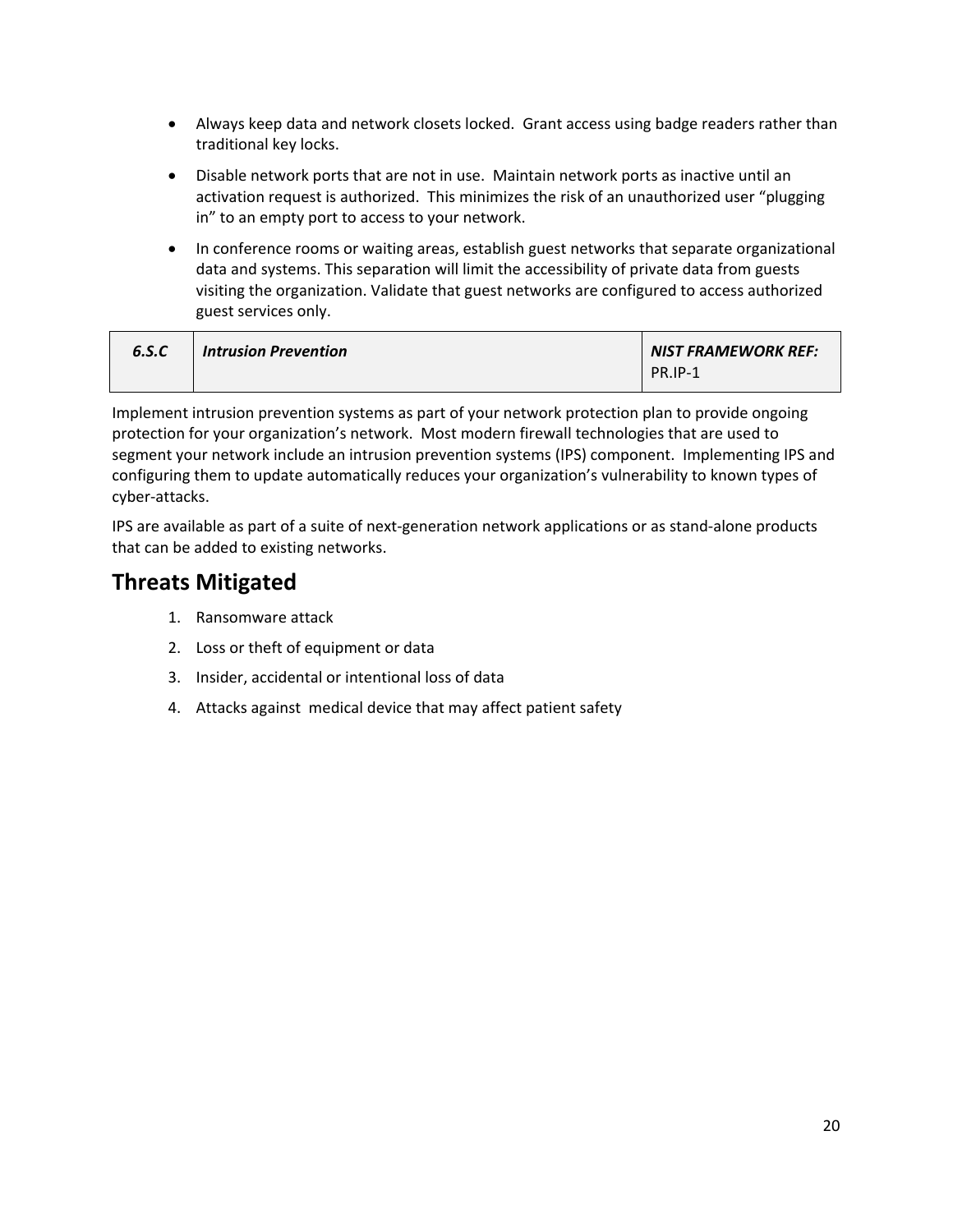- Always keep data and network closets locked. Grant access using badge readers rather than traditional key locks.
- Disable network ports that are not in use. Maintain network ports as inactive until an activation request is authorized. This minimizes the risk of an unauthorized user "plugging in" to an empty port to access to your network.
- In conference rooms or waiting areas, establish guest networks that separate organizational data and systems. This separation will limit the accessibility of private data from guests visiting the organization. Validate that guest networks are configured to access authorized guest services only.

| ***6.S.C*** | ***Intrusion Prevention*** | ***NIST FRAMEWORK REF:*** PR.IP-1 |
|---|---|---|

Implement intrusion prevention systems as part of your network protection plan to provide ongoing protection for your organization's network. Most modern firewall technologies that are used to segment your network include an intrusion prevention systems (IPS) component. Implementing IPS and configuring them to update automatically reduces your organization's vulnerability to known types of cyber-attacks.

IPS are available as part of a suite of next-generation network applications or as stand-alone products that can be added to existing networks.

## Threats Mitigated

1. Ransomware attack
2. Loss or theft of equipment or data
3. Insider, accidental or intentional loss of data
4. Attacks against medical device that may affect patient safety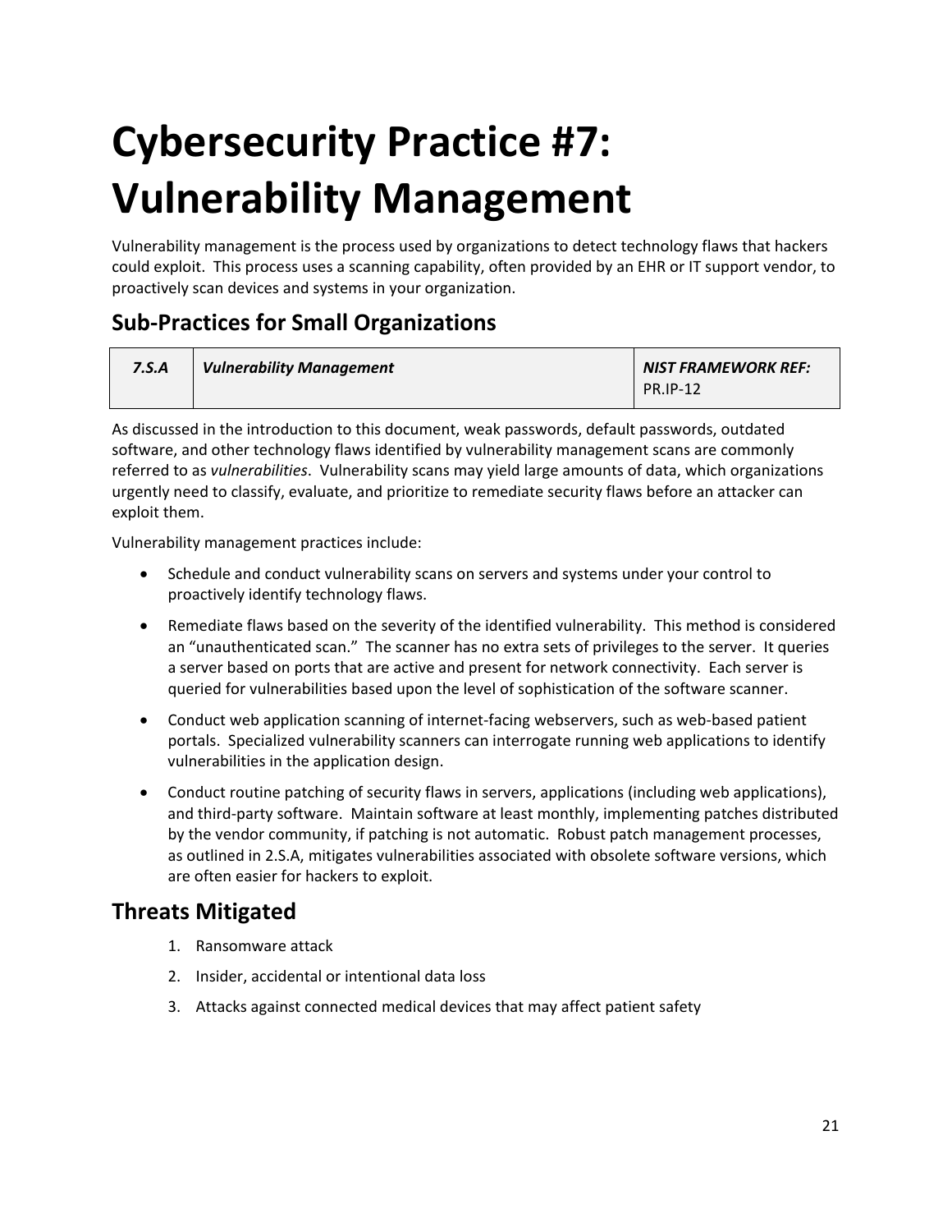# Cybersecurity Practice #7: Vulnerability Management

Vulnerability management is the process used by organizations to detect technology flaws that hackers could exploit. This process uses a scanning capability, often provided by an EHR or IT support vendor, to proactively scan devices and systems in your organization.

## Sub-Practices for Small Organizations

| ***7.S.A*** | ***Vulnerability Management*** | ***NIST FRAMEWORK REF:*** PR.IP-12 |
|---|---|---|

As discussed in the introduction to this document, weak passwords, default passwords, outdated software, and other technology flaws identified by vulnerability management scans are commonly referred to as *vulnerabilities*. Vulnerability scans may yield large amounts of data, which organizations urgently need to classify, evaluate, and prioritize to remediate security flaws before an attacker can exploit them.

Vulnerability management practices include:

- Schedule and conduct vulnerability scans on servers and systems under your control to proactively identify technology flaws.
- Remediate flaws based on the severity of the identified vulnerability. This method is considered an "unauthenticated scan." The scanner has no extra sets of privileges to the server. It queries a server based on ports that are active and present for network connectivity. Each server is queried for vulnerabilities based upon the level of sophistication of the software scanner.
- Conduct web application scanning of internet-facing webservers, such as web-based patient portals. Specialized vulnerability scanners can interrogate running web applications to identify vulnerabilities in the application design.
- Conduct routine patching of security flaws in servers, applications (including web applications), and third-party software. Maintain software at least monthly, implementing patches distributed by the vendor community, if patching is not automatic. Robust patch management processes, as outlined in 2.S.A, mitigates vulnerabilities associated with obsolete software versions, which are often easier for hackers to exploit.

## Threats Mitigated

1. Ransomware attack
2. Insider, accidental or intentional data loss
3. Attacks against connected medical devices that may affect patient safety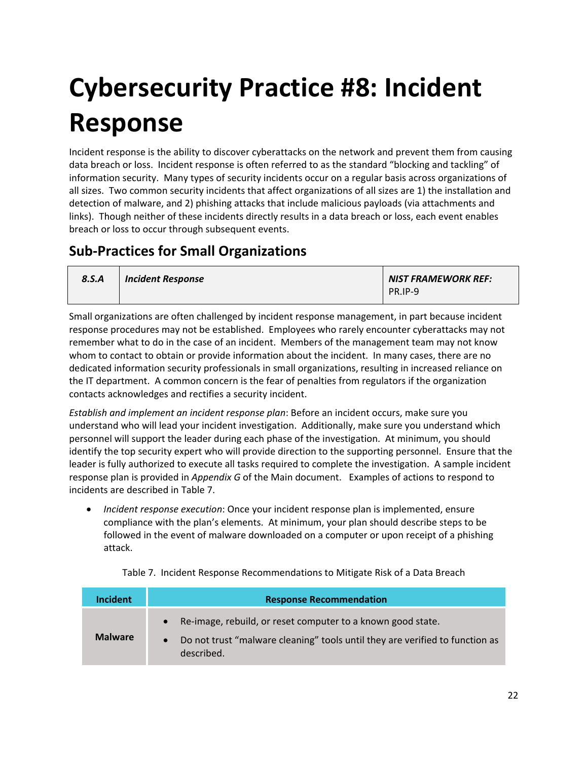# Cybersecurity Practice #8: Incident Response

Incident response is the ability to discover cyberattacks on the network and prevent them from causing data breach or loss. Incident response is often referred to as the standard "blocking and tackling" of information security. Many types of security incidents occur on a regular basis across organizations of all sizes. Two common security incidents that affect organizations of all sizes are 1) the installation and detection of malware, and 2) phishing attacks that include malicious payloads (via attachments and links). Though neither of these incidents directly results in a data breach or loss, each event enables breach or loss to occur through subsequent events.

## Sub-Practices for Small Organizations

| ***8.S.A*** | ***Incident Response*** | ***NIST FRAMEWORK REF:*** PR.IP-9 |
|---|---|---|

Small organizations are often challenged by incident response management, in part because incident response procedures may not be established. Employees who rarely encounter cyberattacks may not remember what to do in the case of an incident. Members of the management team may not know whom to contact to obtain or provide information about the incident. In many cases, there are no dedicated information security professionals in small organizations, resulting in increased reliance on the IT department. A common concern is the fear of penalties from regulators if the organization contacts acknowledges and rectifies a security incident.

*Establish and implement an incident response plan*: Before an incident occurs, make sure you understand who will lead your incident investigation. Additionally, make sure you understand which personnel will support the leader during each phase of the investigation. At minimum, you should identify the top security expert who will provide direction to the supporting personnel. Ensure that the leader is fully authorized to execute all tasks required to complete the investigation. A sample incident response plan is provided in *Appendix G* of the Main document. Examples of actions to respond to incidents are described in Table 7.

- *Incident response execution*: Once your incident response plan is implemented, ensure compliance with the plan's elements. At minimum, your plan should describe steps to be followed in the event of malware downloaded on a computer or upon receipt of a phishing attack.

Table 7. Incident Response Recommendations to Mitigate Risk of a Data Breach

| Incident | Response Recommendation |
|---|---|
| **Malware** | • Re-image, rebuild, or reset computer to a known good state.<br>• Do not trust "malware cleaning" tools until they are verified to function as described. |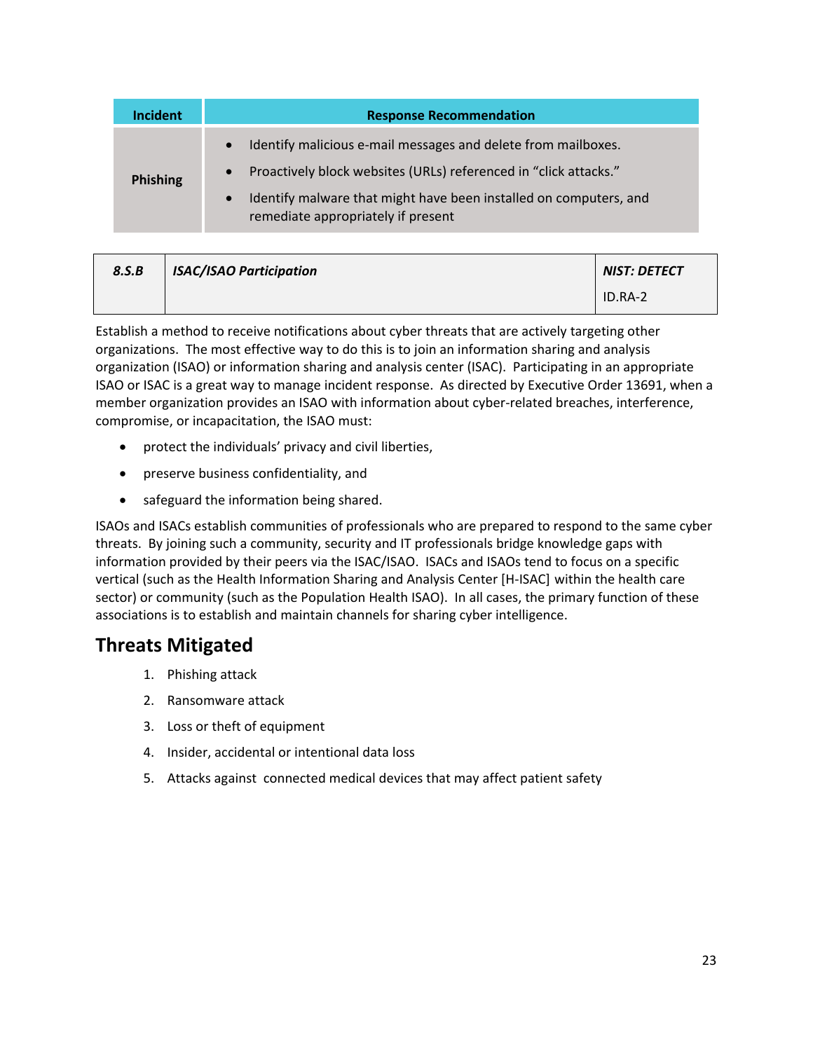| Incident | Response Recommendation |
| --- | --- |
| **Phishing** | • Identify malicious e-mail messages and delete from mailboxes.<br>• Proactively block websites (URLs) referenced in "click attacks."<br>• Identify malware that might have been installed on computers, and remediate appropriately if present |

| ***8.S.B*** | ***ISAC/ISAO Participation*** | ***NIST: DETECT***<br>ID.RA-2 |
| --- | --- | --- |

Establish a method to receive notifications about cyber threats that are actively targeting other organizations. The most effective way to do this is to join an information sharing and analysis organization (ISAO) or information sharing and analysis center (ISAC). Participating in an appropriate ISAO or ISAC is a great way to manage incident response. As directed by Executive Order 13691, when a member organization provides an ISAO with information about cyber-related breaches, interference, compromise, or incapacitation, the ISAO must:

- protect the individuals' privacy and civil liberties,
- preserve business confidentiality, and
- safeguard the information being shared.

ISAOs and ISACs establish communities of professionals who are prepared to respond to the same cyber threats. By joining such a community, security and IT professionals bridge knowledge gaps with information provided by their peers via the ISAC/ISAO. ISACs and ISAOs tend to focus on a specific vertical (such as the Health Information Sharing and Analysis Center [H-ISAC] within the health care sector) or community (such as the Population Health ISAO). In all cases, the primary function of these associations is to establish and maintain channels for sharing cyber intelligence.

## Threats Mitigated

1. Phishing attack
2. Ransomware attack
3. Loss or theft of equipment
4. Insider, accidental or intentional data loss
5. Attacks against connected medical devices that may affect patient safety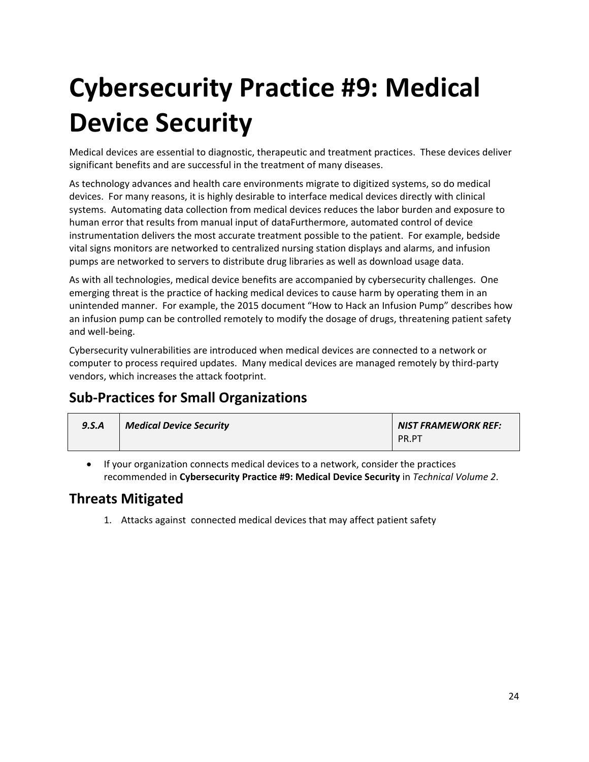# Cybersecurity Practice #9: Medical Device Security

Medical devices are essential to diagnostic, therapeutic and treatment practices. These devices deliver significant benefits and are successful in the treatment of many diseases.

As technology advances and health care environments migrate to digitized systems, so do medical devices. For many reasons, it is highly desirable to interface medical devices directly with clinical systems. Automating data collection from medical devices reduces the labor burden and exposure to human error that results from manual input of dataFurthermore, automated control of device instrumentation delivers the most accurate treatment possible to the patient. For example, bedside vital signs monitors are networked to centralized nursing station displays and alarms, and infusion pumps are networked to servers to distribute drug libraries as well as download usage data.

As with all technologies, medical device benefits are accompanied by cybersecurity challenges. One emerging threat is the practice of hacking medical devices to cause harm by operating them in an unintended manner. For example, the 2015 document "How to Hack an Infusion Pump" describes how an infusion pump can be controlled remotely to modify the dosage of drugs, threatening patient safety and well-being.

Cybersecurity vulnerabilities are introduced when medical devices are connected to a network or computer to process required updates. Many medical devices are managed remotely by third-party vendors, which increases the attack footprint.

## Sub-Practices for Small Organizations

| *9.S.A* | *Medical Device Security* | *NIST FRAMEWORK REF:* PR.PT |
|---|---|---|

- If your organization connects medical devices to a network, consider the practices recommended in **Cybersecurity Practice #9: Medical Device Security** in *Technical Volume 2*.

## Threats Mitigated

1. Attacks against connected medical devices that may affect patient safety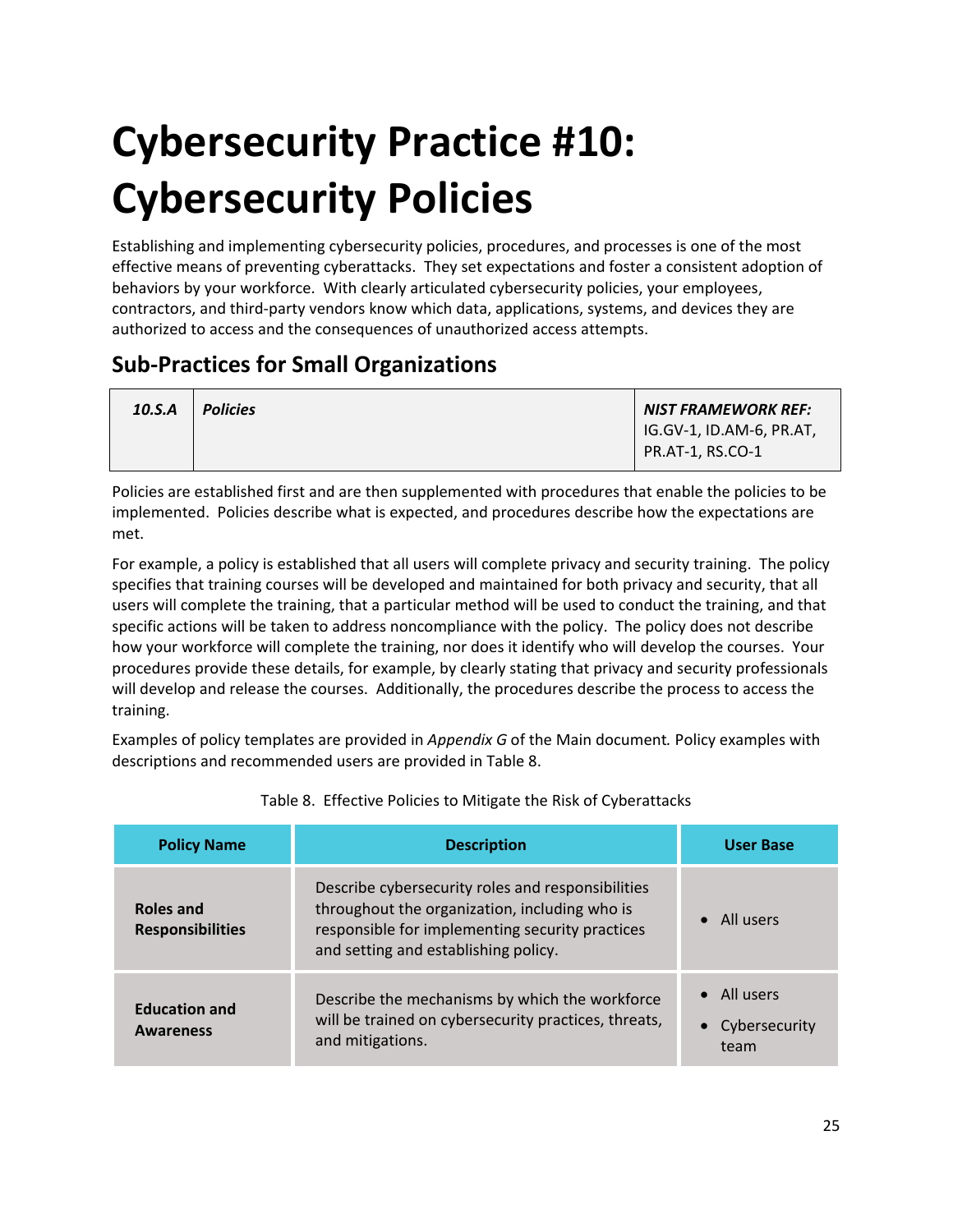# Cybersecurity Practice #10: Cybersecurity Policies

Establishing and implementing cybersecurity policies, procedures, and processes is one of the most effective means of preventing cyberattacks. They set expectations and foster a consistent adoption of behaviors by your workforce. With clearly articulated cybersecurity policies, your employees, contractors, and third-party vendors know which data, applications, systems, and devices they are authorized to access and the consequences of unauthorized access attempts.

## Sub-Practices for Small Organizations

| ***10.S.A*** | ***Policies*** | ***NIST FRAMEWORK REF:*** IG.GV-1, ID.AM-6, PR.AT, PR.AT-1, RS.CO-1 |
|---|---|---|

Policies are established first and are then supplemented with procedures that enable the policies to be implemented. Policies describe what is expected, and procedures describe how the expectations are met.

For example, a policy is established that all users will complete privacy and security training. The policy specifies that training courses will be developed and maintained for both privacy and security, that all users will complete the training, that a particular method will be used to conduct the training, and that specific actions will be taken to address noncompliance with the policy. The policy does not describe how your workforce will complete the training, nor does it identify who will develop the courses. Your procedures provide these details, for example, by clearly stating that privacy and security professionals will develop and release the courses. Additionally, the procedures describe the process to access the training.

Examples of policy templates are provided in *Appendix G* of the Main document*.* Policy examples with descriptions and recommended users are provided in Table 8.

Table 8. Effective Policies to Mitigate the Risk of Cyberattacks

| Policy Name | Description | User Base |
|---|---|---|
| **Roles and Responsibilities** | Describe cybersecurity roles and responsibilities throughout the organization, including who is responsible for implementing security practices and setting and establishing policy. | • All users |
| **Education and Awareness** | Describe the mechanisms by which the workforce will be trained on cybersecurity practices, threats, and mitigations. | • All users<br>• Cybersecurity team |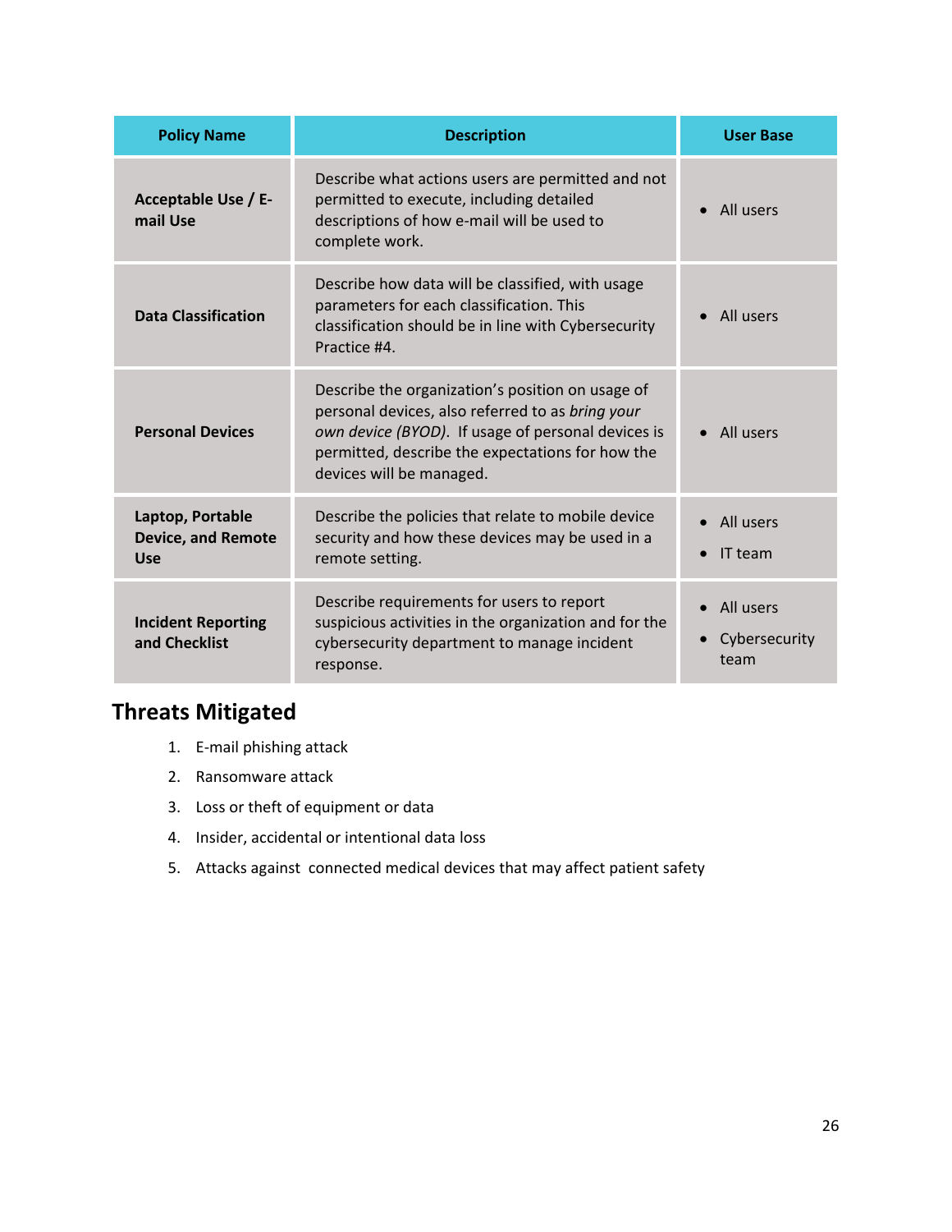| Policy Name | Description | User Base |
|---|---|---|
| **Acceptable Use / E-mail Use** | Describe what actions users are permitted and not permitted to execute, including detailed descriptions of how e-mail will be used to complete work. | • All users |
| **Data Classification** | Describe how data will be classified, with usage parameters for each classification. This classification should be in line with Cybersecurity Practice #4. | • All users |
| **Personal Devices** | Describe the organization's position on usage of personal devices, also referred to as *bring your own device (BYOD)*. If usage of personal devices is permitted, describe the expectations for how the devices will be managed. | • All users |
| **Laptop, Portable Device, and Remote Use** | Describe the policies that relate to mobile device security and how these devices may be used in a remote setting. | • All users<br>• IT team |
| **Incident Reporting and Checklist** | Describe requirements for users to report suspicious activities in the organization and for the cybersecurity department to manage incident response. | • All users<br>• Cybersecurity team |

## Threats Mitigated

1. E-mail phishing attack
2. Ransomware attack
3. Loss or theft of equipment or data
4. Insider, accidental or intentional data loss
5. Attacks against connected medical devices that may affect patient safety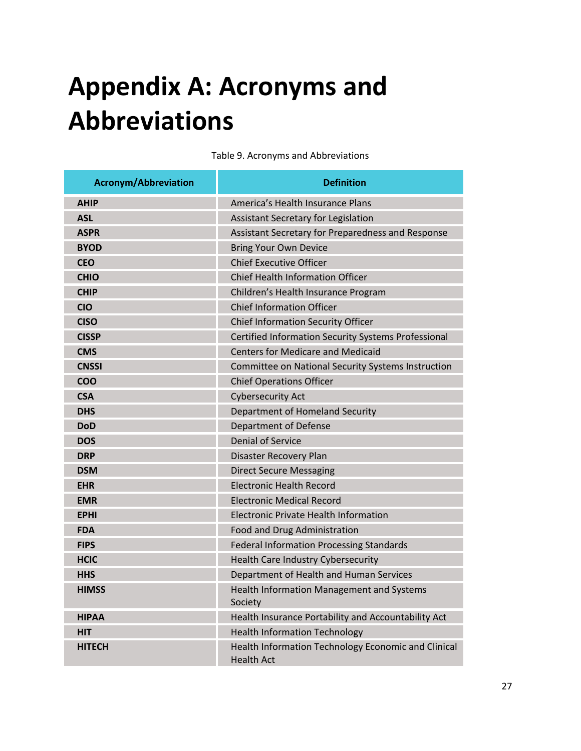# Appendix A: Acronyms and Abbreviations

Table 9. Acronyms and Abbreviations

| Acronym/Abbreviation | Definition |
|---|---|
| **AHIP** | America's Health Insurance Plans |
| **ASL** | Assistant Secretary for Legislation |
| **ASPR** | Assistant Secretary for Preparedness and Response |
| **BYOD** | Bring Your Own Device |
| **CEO** | Chief Executive Officer |
| **CHIO** | Chief Health Information Officer |
| **CHIP** | Children's Health Insurance Program |
| **CIO** | Chief Information Officer |
| **CISO** | Chief Information Security Officer |
| **CISSP** | Certified Information Security Systems Professional |
| **CMS** | Centers for Medicare and Medicaid |
| **CNSSI** | Committee on National Security Systems Instruction |
| **COO** | Chief Operations Officer |
| **CSA** | Cybersecurity Act |
| **DHS** | Department of Homeland Security |
| **DoD** | Department of Defense |
| **DOS** | Denial of Service |
| **DRP** | Disaster Recovery Plan |
| **DSM** | Direct Secure Messaging |
| **EHR** | Electronic Health Record |
| **EMR** | Electronic Medical Record |
| **EPHI** | Electronic Private Health Information |
| **FDA** | Food and Drug Administration |
| **FIPS** | Federal Information Processing Standards |
| **HCIC** | Health Care Industry Cybersecurity |
| **HHS** | Department of Health and Human Services |
| **HIMSS** | Health Information Management and Systems Society |
| **HIPAA** | Health Insurance Portability and Accountability Act |
| **HIT** | Health Information Technology |
| **HITECH** | Health Information Technology Economic and Clinical Health Act |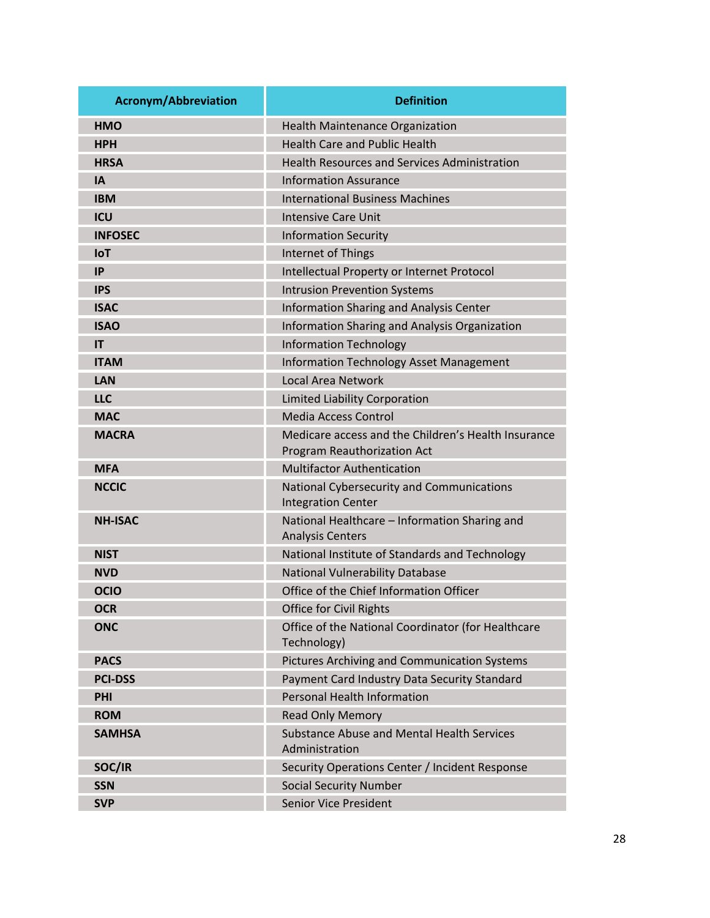| Acronym/Abbreviation | Definition |
|---|---|
| **HMO** | Health Maintenance Organization |
| **HPH** | Health Care and Public Health |
| **HRSA** | Health Resources and Services Administration |
| **IA** | Information Assurance |
| **IBM** | International Business Machines |
| **ICU** | Intensive Care Unit |
| **INFOSEC** | Information Security |
| **IoT** | Internet of Things |
| **IP** | Intellectual Property or Internet Protocol |
| **IPS** | Intrusion Prevention Systems |
| **ISAC** | Information Sharing and Analysis Center |
| **ISAO** | Information Sharing and Analysis Organization |
| **IT** | Information Technology |
| **ITAM** | Information Technology Asset Management |
| **LAN** | Local Area Network |
| **LLC** | Limited Liability Corporation |
| **MAC** | Media Access Control |
| **MACRA** | Medicare access and the Children's Health Insurance Program Reauthorization Act |
| **MFA** | Multifactor Authentication |
| **NCCIC** | National Cybersecurity and Communications Integration Center |
| **NH-ISAC** | National Healthcare – Information Sharing and Analysis Centers |
| **NIST** | National Institute of Standards and Technology |
| **NVD** | National Vulnerability Database |
| **OCIO** | Office of the Chief Information Officer |
| **OCR** | Office for Civil Rights |
| **ONC** | Office of the National Coordinator (for Healthcare Technology) |
| **PACS** | Pictures Archiving and Communication Systems |
| **PCI-DSS** | Payment Card Industry Data Security Standard |
| **PHI** | Personal Health Information |
| **ROM** | Read Only Memory |
| **SAMHSA** | Substance Abuse and Mental Health Services Administration |
| **SOC/IR** | Security Operations Center / Incident Response |
| **SSN** | Social Security Number |
| **SVP** | Senior Vice President |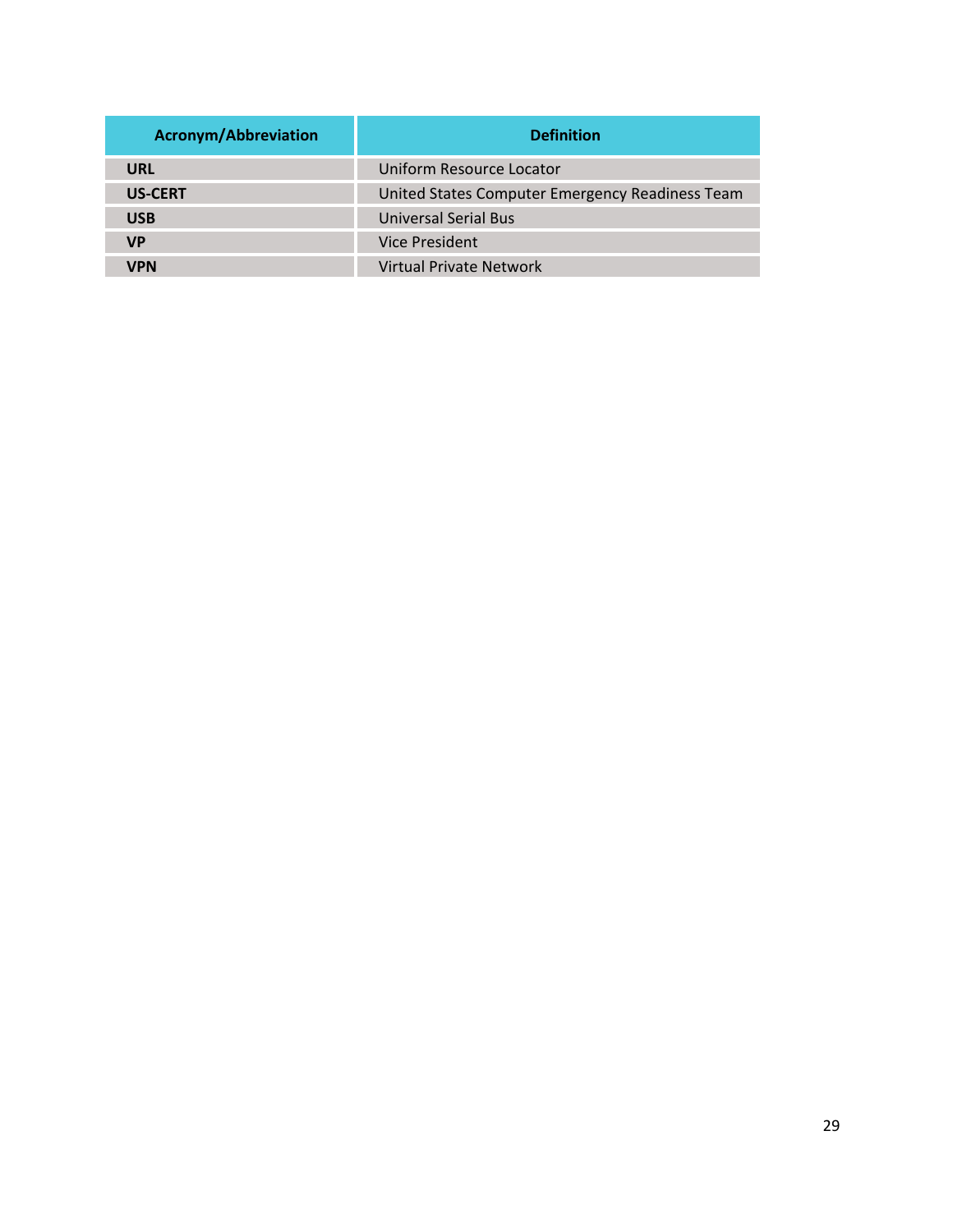| Acronym/Abbreviation | Definition |
| --- | --- |
| **URL** | Uniform Resource Locator |
| **US-CERT** | United States Computer Emergency Readiness Team |
| **USB** | Universal Serial Bus |
| **VP** | Vice President |
| **VPN** | Virtual Private Network |